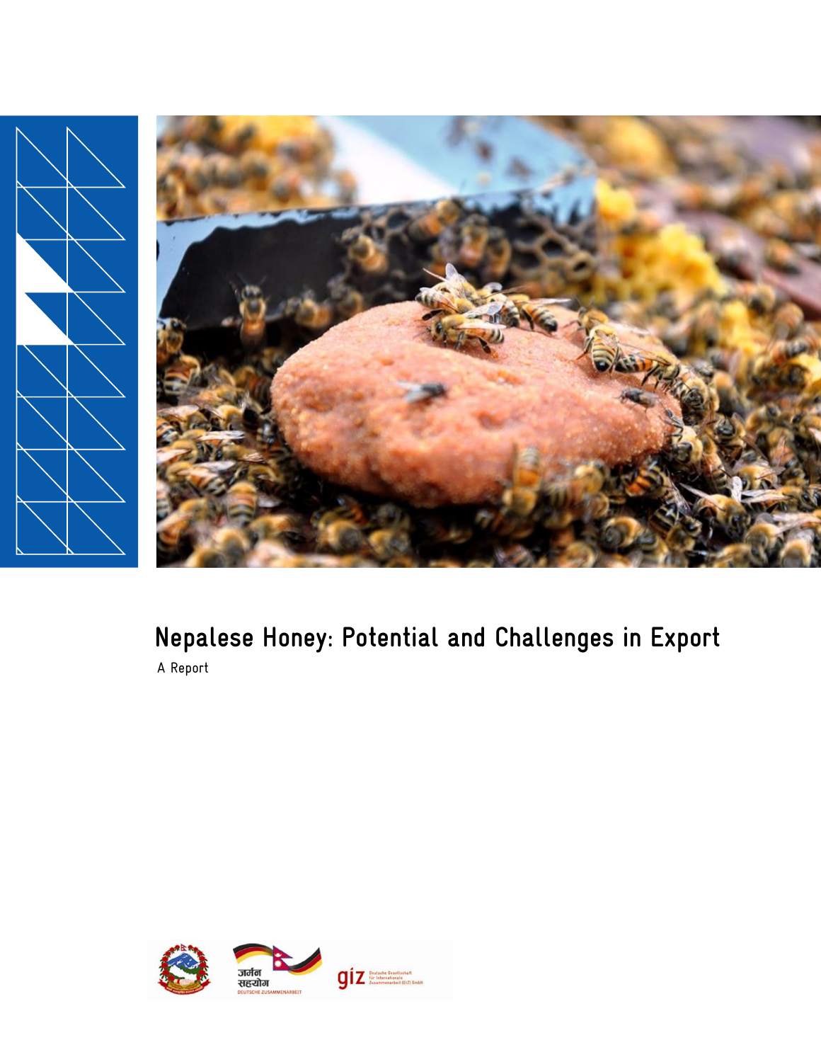# Nepalese Honey: Potential and Challenges in Export

A Report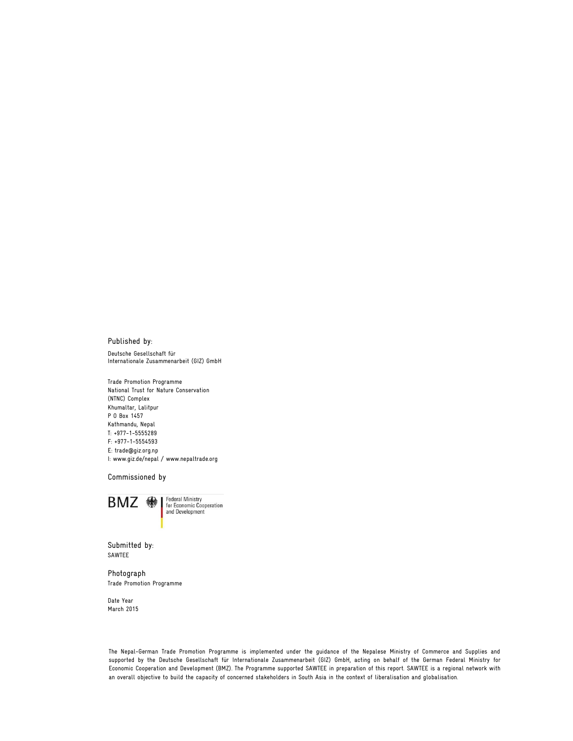Published by:

Deutsche Gesellschaft für
Internationale Zusammenarbeit (GIZ) GmbH

Trade Promotion Programme
National Trust for Nature Conservation
(NTNC) Complex
Khumaltar, Lalitpur
P O Box 1457
Kathmandu, Nepal
T: +977-1-5555289
F: +977-1-5554593
E: trade@giz.org.np
I: www.giz.de/nepal / www.nepaltrade.org

Commissioned by

BMZ | Federal Ministry for Economic Cooperation and Development

Submitted by:
SAWTEE

Photograph
Trade Promotion Programme

Date Year
March 2015

The Nepal-German Trade Promotion Programme is implemented under the guidance of the Nepalese Ministry of Commerce and Supplies and supported by the Deutsche Gesellschaft für Internationale Zusammenarbeit (GIZ) GmbH, acting on behalf of the German Federal Ministry for Economic Cooperation and Development (BMZ). The Programme supported SAWTEE in preparation of this report. SAWTEE is a regional network with an overall objective to build the capacity of concerned stakeholders in South Asia in the context of liberalisation and globalisation.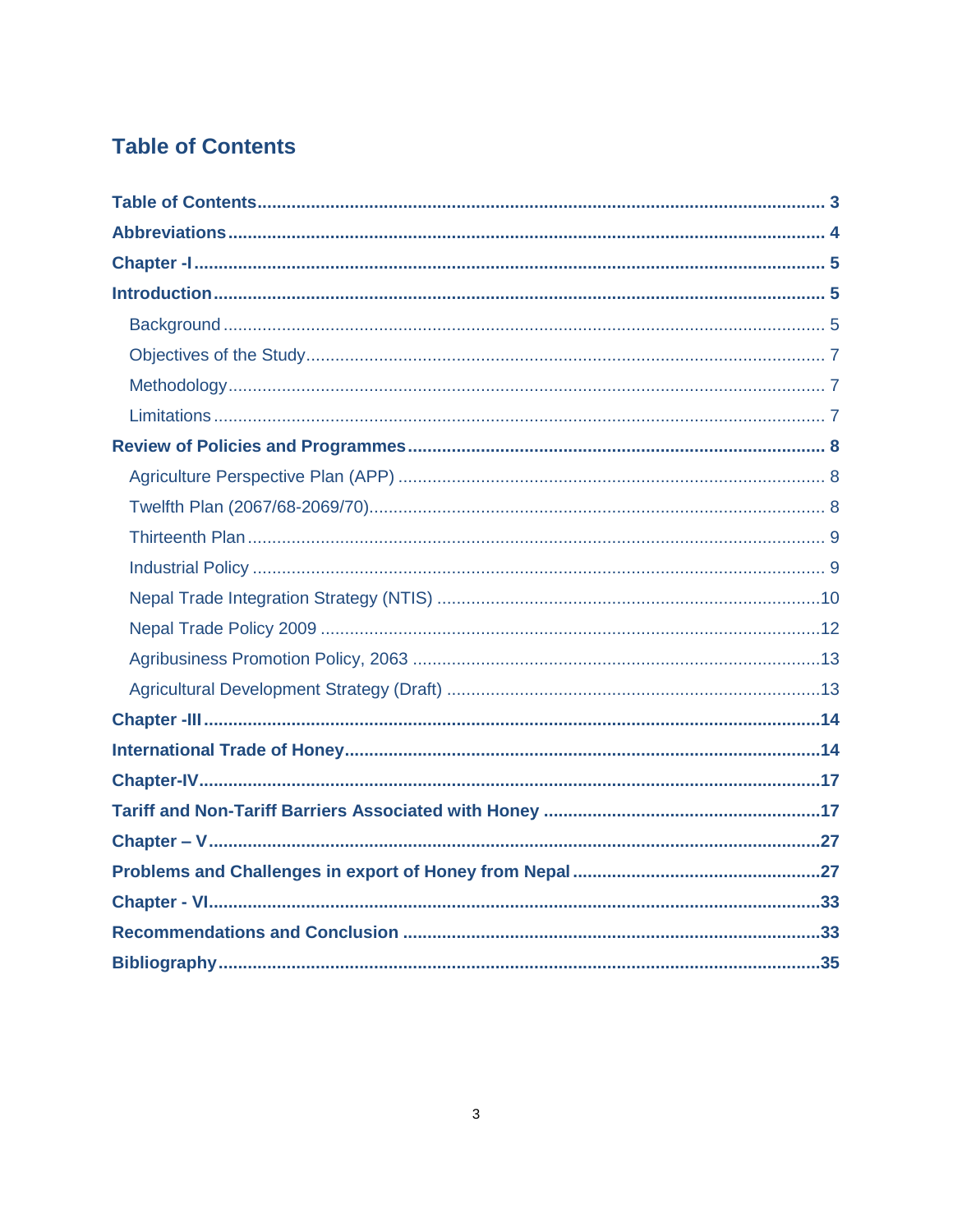# Table of Contents

**Table of Contents** ........................................................................................................ 3

**Abbreviations** ............................................................................................................... 4

**Chapter -I** ...................................................................................................................... 5

**Introduction** .................................................................................................................. 5

- Background ................................................................................................................ 5
- Objectives of the Study ............................................................................................... 7
- Methodology ............................................................................................................... 7
- Limitations .................................................................................................................. 7

**Review of Policies and Programmes** ........................................................................... 8

- Agriculture Perspective Plan (APP) ............................................................................ 8
- Twelfth Plan (2067/68-2069/70) .................................................................................. 8
- Thirteenth Plan ........................................................................................................... 9
- Industrial Policy .......................................................................................................... 9
- Nepal Trade Integration Strategy (NTIS) ................................................................... 10
- Nepal Trade Policy 2009 ........................................................................................... 12
- Agribusiness Promotion Policy, 2063 ........................................................................ 13
- Agricultural Development Strategy (Draft) ................................................................. 13

**Chapter -III** .................................................................................................................. 14

**International Trade of Honey** ..................................................................................... 14

**Chapter-IV** ................................................................................................................... 17

**Tariff and Non-Tariff Barriers Associated with Honey** .............................................. 17

**Chapter – V** ................................................................................................................. 27

**Problems and Challenges in export of Honey from Nepal** ........................................ 27

**Chapter - VI** ................................................................................................................. 33

**Recommendations and Conclusion** .......................................................................... 33

**Bibliography** ................................................................................................................ 35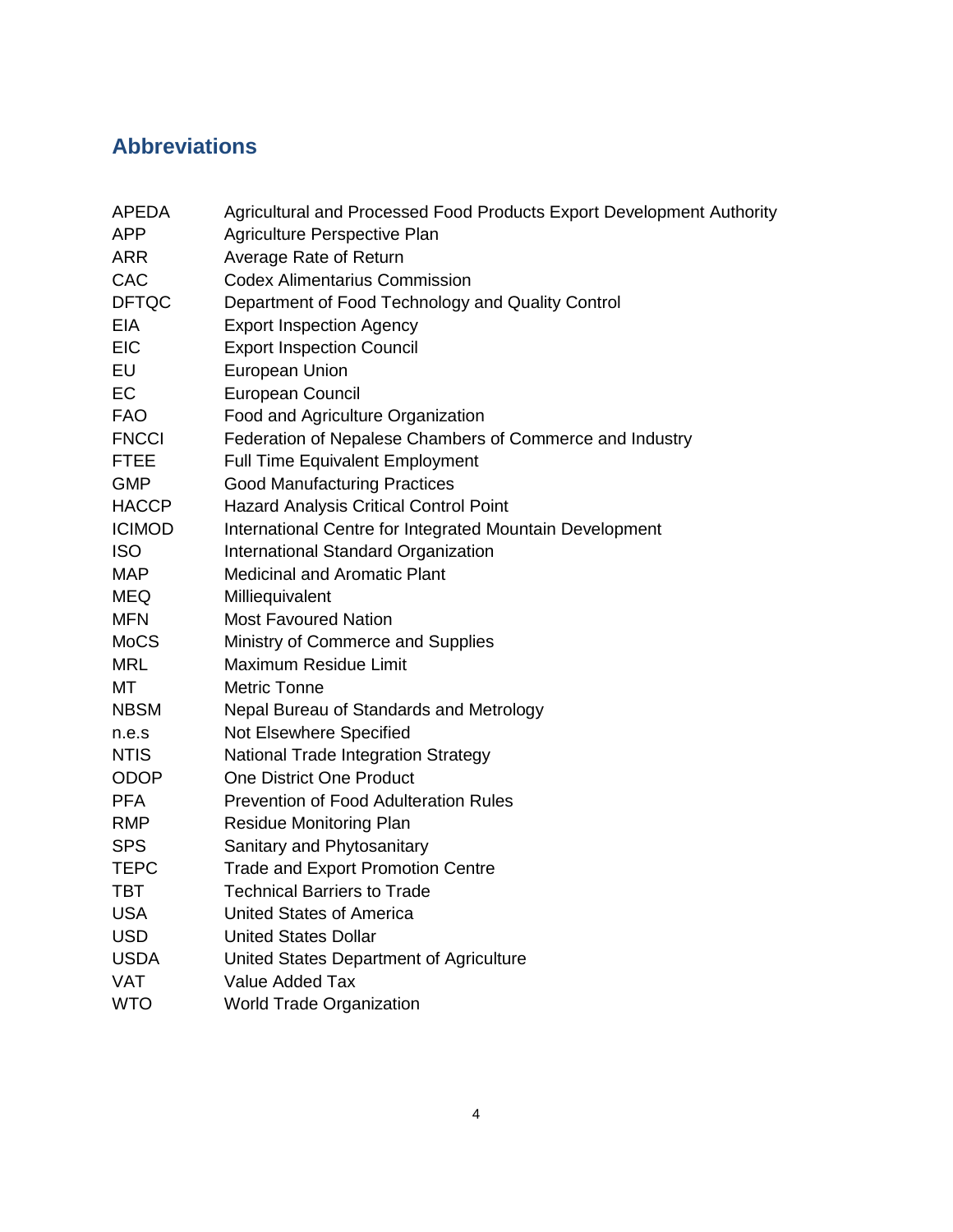## Abbreviations

| | |
|---|---|
| APEDA | Agricultural and Processed Food Products Export Development Authority |
| APP | Agriculture Perspective Plan |
| ARR | Average Rate of Return |
| CAC | Codex Alimentarius Commission |
| DFTQC | Department of Food Technology and Quality Control |
| EIA | Export Inspection Agency |
| EIC | Export Inspection Council |
| EU | European Union |
| EC | European Council |
| FAO | Food and Agriculture Organization |
| FNCCI | Federation of Nepalese Chambers of Commerce and Industry |
| FTEE | Full Time Equivalent Employment |
| GMP | Good Manufacturing Practices |
| HACCP | Hazard Analysis Critical Control Point |
| ICIMOD | International Centre for Integrated Mountain Development |
| ISO | International Standard Organization |
| MAP | Medicinal and Aromatic Plant |
| MEQ | Milliequivalent |
| MFN | Most Favoured Nation |
| MoCS | Ministry of Commerce and Supplies |
| MRL | Maximum Residue Limit |
| MT | Metric Tonne |
| NBSM | Nepal Bureau of Standards and Metrology |
| n.e.s | Not Elsewhere Specified |
| NTIS | National Trade Integration Strategy |
| ODOP | One District One Product |
| PFA | Prevention of Food Adulteration Rules |
| RMP | Residue Monitoring Plan |
| SPS | Sanitary and Phytosanitary |
| TEPC | Trade and Export Promotion Centre |
| TBT | Technical Barriers to Trade |
| USA | United States of America |
| USD | United States Dollar |
| USDA | United States Department of Agriculture |
| VAT | Value Added Tax |
| WTO | World Trade Organization |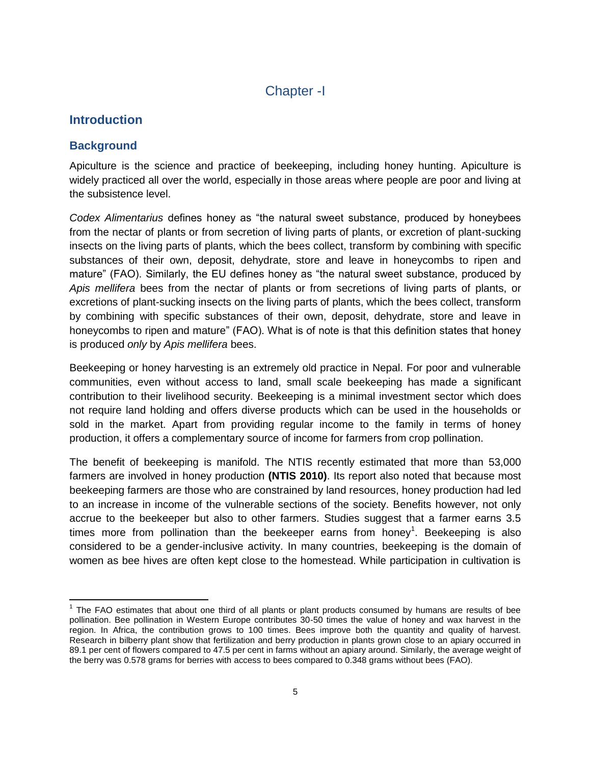# Chapter -I

## Introduction

### Background

Apiculture is the science and practice of beekeeping, including honey hunting. Apiculture is widely practiced all over the world, especially in those areas where people are poor and living at the subsistence level.

*Codex Alimentarius* defines honey as "the natural sweet substance, produced by honeybees from the nectar of plants or from secretion of living parts of plants, or excretion of plant-sucking insects on the living parts of plants, which the bees collect, transform by combining with specific substances of their own, deposit, dehydrate, store and leave in honeycombs to ripen and mature" (FAO). Similarly, the EU defines honey as "the natural sweet substance, produced by *Apis mellifera* bees from the nectar of plants or from secretions of living parts of plants, or excretions of plant-sucking insects on the living parts of plants, which the bees collect, transform by combining with specific substances of their own, deposit, dehydrate, store and leave in honeycombs to ripen and mature" (FAO). What is of note is that this definition states that honey is produced *only* by *Apis mellifera* bees.

Beekeeping or honey harvesting is an extremely old practice in Nepal. For poor and vulnerable communities, even without access to land, small scale beekeeping has made a significant contribution to their livelihood security. Beekeeping is a minimal investment sector which does not require land holding and offers diverse products which can be used in the households or sold in the market. Apart from providing regular income to the family in terms of honey production, it offers a complementary source of income for farmers from crop pollination.

The benefit of beekeeping is manifold. The NTIS recently estimated that more than 53,000 farmers are involved in honey production **(NTIS 2010)**. Its report also noted that because most beekeeping farmers are those who are constrained by land resources, honey production had led to an increase in income of the vulnerable sections of the society. Benefits however, not only accrue to the beekeeper but also to other farmers. Studies suggest that a farmer earns 3.5 times more from pollination than the beekeeper earns from honey[1]. Beekeeping is also considered to be a gender-inclusive activity. In many countries, beekeeping is the domain of women as bee hives are often kept close to the homestead. While participation in cultivation is

---

[1] The FAO estimates that about one third of all plants or plant products consumed by humans are results of bee pollination. Bee pollination in Western Europe contributes 30-50 times the value of honey and wax harvest in the region. In Africa, the contribution grows to 100 times. Bees improve both the quantity and quality of harvest. Research in bilberry plant show that fertilization and berry production in plants grown close to an apiary occurred in 89.1 per cent of flowers compared to 47.5 per cent in farms without an apiary around. Similarly, the average weight of the berry was 0.578 grams for berries with access to bees compared to 0.348 grams without bees (FAO).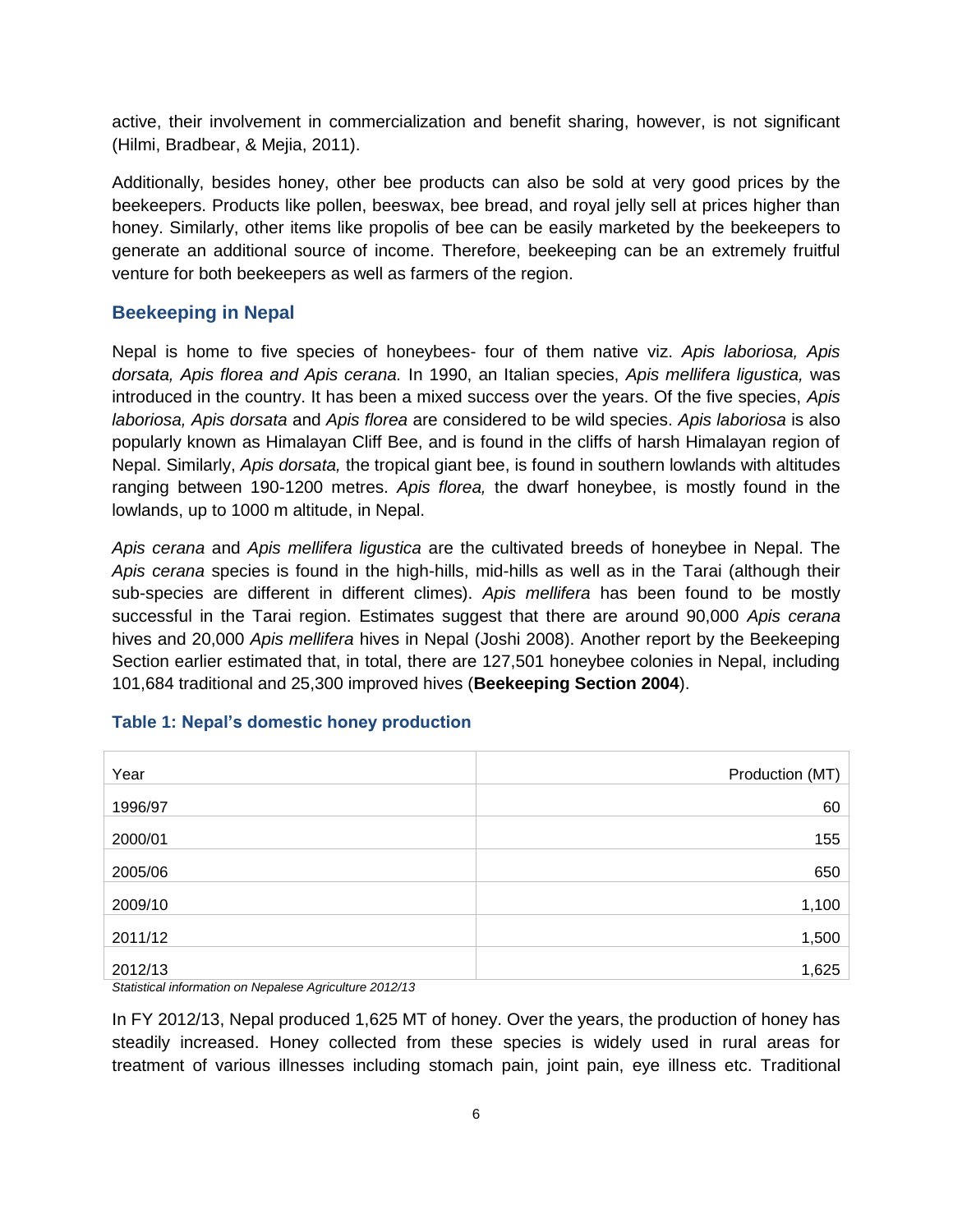active, their involvement in commercialization and benefit sharing, however, is not significant (Hilmi, Bradbear, & Mejia, 2011).

Additionally, besides honey, other bee products can also be sold at very good prices by the beekeepers. Products like pollen, beeswax, bee bread, and royal jelly sell at prices higher than honey. Similarly, other items like propolis of bee can be easily marketed by the beekeepers to generate an additional source of income. Therefore, beekeeping can be an extremely fruitful venture for both beekeepers as well as farmers of the region.

### Beekeeping in Nepal

Nepal is home to five species of honeybees- four of them native viz. *Apis laboriosa, Apis dorsata, Apis florea and Apis cerana.* In 1990, an Italian species, *Apis mellifera ligustica,* was introduced in the country. It has been a mixed success over the years. Of the five species, *Apis laboriosa, Apis dorsata* and *Apis florea* are considered to be wild species. *Apis laboriosa* is also popularly known as Himalayan Cliff Bee, and is found in the cliffs of harsh Himalayan region of Nepal. Similarly, *Apis dorsata,* the tropical giant bee, is found in southern lowlands with altitudes ranging between 190-1200 metres. *Apis florea,* the dwarf honeybee, is mostly found in the lowlands, up to 1000 m altitude, in Nepal.

*Apis cerana* and *Apis mellifera ligustica* are the cultivated breeds of honeybee in Nepal. The *Apis cerana* species is found in the high-hills, mid-hills as well as in the Tarai (although their sub-species are different in different climes). *Apis mellifera* has been found to be mostly successful in the Tarai region. Estimates suggest that there are around 90,000 *Apis cerana* hives and 20,000 *Apis mellifera* hives in Nepal (Joshi 2008). Another report by the Beekeeping Section earlier estimated that, in total, there are 127,501 honeybee colonies in Nepal, including 101,684 traditional and 25,300 improved hives (**Beekeeping Section 2004**).

#### Table 1: Nepal's domestic honey production

| Year | Production (MT) |
|---|---|
| 1996/97 | 60 |
| 2000/01 | 155 |
| 2005/06 | 650 |
| 2009/10 | 1,100 |
| 2011/12 | 1,500 |
| 2012/13 | 1,625 |

*Statistical information on Nepalese Agriculture 2012/13*

In FY 2012/13, Nepal produced 1,625 MT of honey. Over the years, the production of honey has steadily increased. Honey collected from these species is widely used in rural areas for treatment of various illnesses including stomach pain, joint pain, eye illness etc. Traditional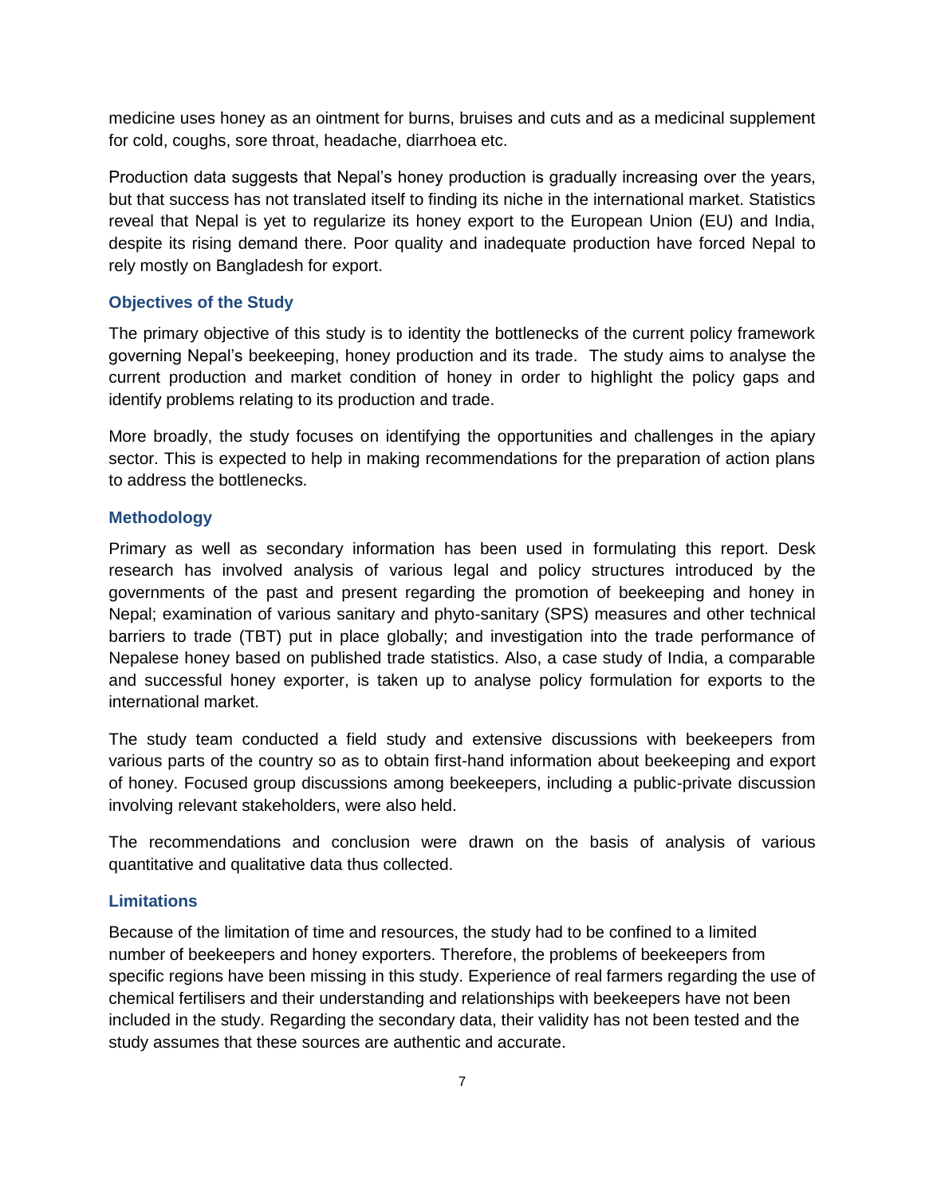medicine uses honey as an ointment for burns, bruises and cuts and as a medicinal supplement for cold, coughs, sore throat, headache, diarrhoea etc.

Production data suggests that Nepal's honey production is gradually increasing over the years, but that success has not translated itself to finding its niche in the international market. Statistics reveal that Nepal is yet to regularize its honey export to the European Union (EU) and India, despite its rising demand there. Poor quality and inadequate production have forced Nepal to rely mostly on Bangladesh for export.

### Objectives of the Study

The primary objective of this study is to identity the bottlenecks of the current policy framework governing Nepal's beekeeping, honey production and its trade. The study aims to analyse the current production and market condition of honey in order to highlight the policy gaps and identify problems relating to its production and trade.

More broadly, the study focuses on identifying the opportunities and challenges in the apiary sector. This is expected to help in making recommendations for the preparation of action plans to address the bottlenecks.

### Methodology

Primary as well as secondary information has been used in formulating this report. Desk research has involved analysis of various legal and policy structures introduced by the governments of the past and present regarding the promotion of beekeeping and honey in Nepal; examination of various sanitary and phyto-sanitary (SPS) measures and other technical barriers to trade (TBT) put in place globally; and investigation into the trade performance of Nepalese honey based on published trade statistics. Also, a case study of India, a comparable and successful honey exporter, is taken up to analyse policy formulation for exports to the international market.

The study team conducted a field study and extensive discussions with beekeepers from various parts of the country so as to obtain first-hand information about beekeeping and export of honey. Focused group discussions among beekeepers, including a public-private discussion involving relevant stakeholders, were also held.

The recommendations and conclusion were drawn on the basis of analysis of various quantitative and qualitative data thus collected.

### Limitations

Because of the limitation of time and resources, the study had to be confined to a limited number of beekeepers and honey exporters. Therefore, the problems of beekeepers from specific regions have been missing in this study. Experience of real farmers regarding the use of chemical fertilisers and their understanding and relationships with beekeepers have not been included in the study. Regarding the secondary data, their validity has not been tested and the study assumes that these sources are authentic and accurate.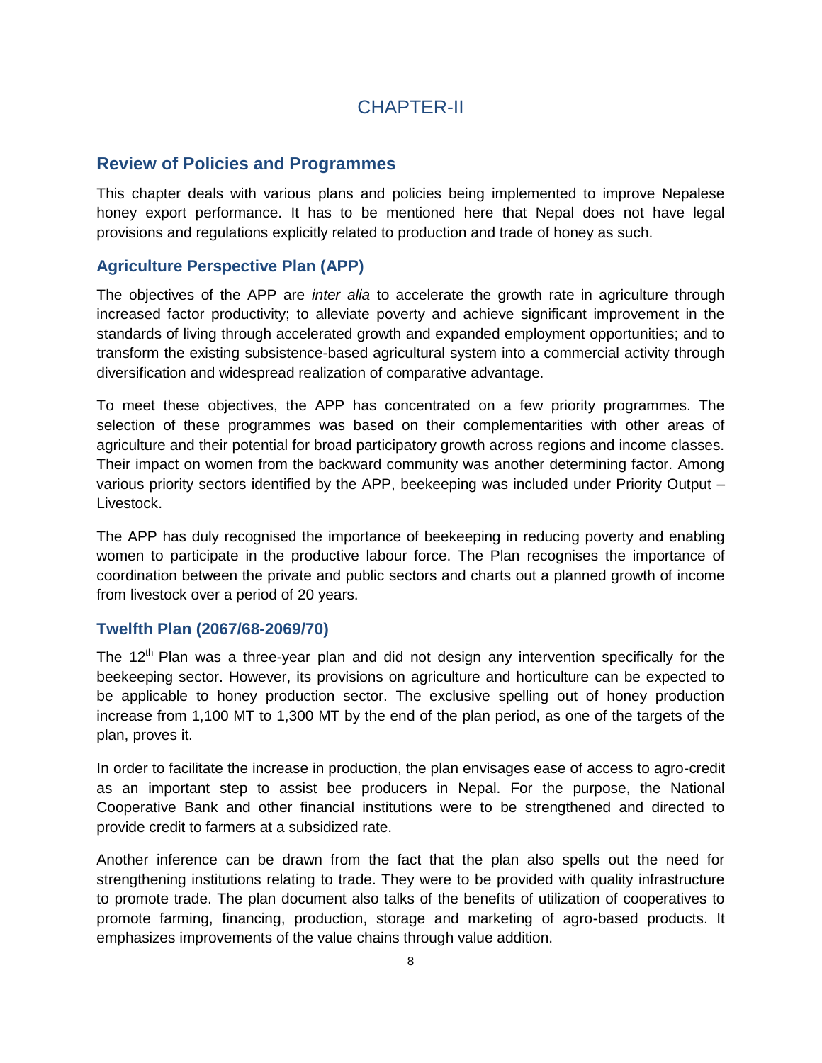# CHAPTER-II

## Review of Policies and Programmes

This chapter deals with various plans and policies being implemented to improve Nepalese honey export performance. It has to be mentioned here that Nepal does not have legal provisions and regulations explicitly related to production and trade of honey as such.

### Agriculture Perspective Plan (APP)

The objectives of the APP are *inter alia* to accelerate the growth rate in agriculture through increased factor productivity; to alleviate poverty and achieve significant improvement in the standards of living through accelerated growth and expanded employment opportunities; and to transform the existing subsistence-based agricultural system into a commercial activity through diversification and widespread realization of comparative advantage.

To meet these objectives, the APP has concentrated on a few priority programmes. The selection of these programmes was based on their complementarities with other areas of agriculture and their potential for broad participatory growth across regions and income classes. Their impact on women from the backward community was another determining factor. Among various priority sectors identified by the APP, beekeeping was included under Priority Output – Livestock.

The APP has duly recognised the importance of beekeeping in reducing poverty and enabling women to participate in the productive labour force. The Plan recognises the importance of coordination between the private and public sectors and charts out a planned growth of income from livestock over a period of 20 years.

### Twelfth Plan (2067/68-2069/70)

The 12th Plan was a three-year plan and did not design any intervention specifically for the beekeeping sector. However, its provisions on agriculture and horticulture can be expected to be applicable to honey production sector. The exclusive spelling out of honey production increase from 1,100 MT to 1,300 MT by the end of the plan period, as one of the targets of the plan, proves it.

In order to facilitate the increase in production, the plan envisages ease of access to agro-credit as an important step to assist bee producers in Nepal. For the purpose, the National Cooperative Bank and other financial institutions were to be strengthened and directed to provide credit to farmers at a subsidized rate.

Another inference can be drawn from the fact that the plan also spells out the need for strengthening institutions relating to trade. They were to be provided with quality infrastructure to promote trade. The plan document also talks of the benefits of utilization of cooperatives to promote farming, financing, production, storage and marketing of agro-based products. It emphasizes improvements of the value chains through value addition.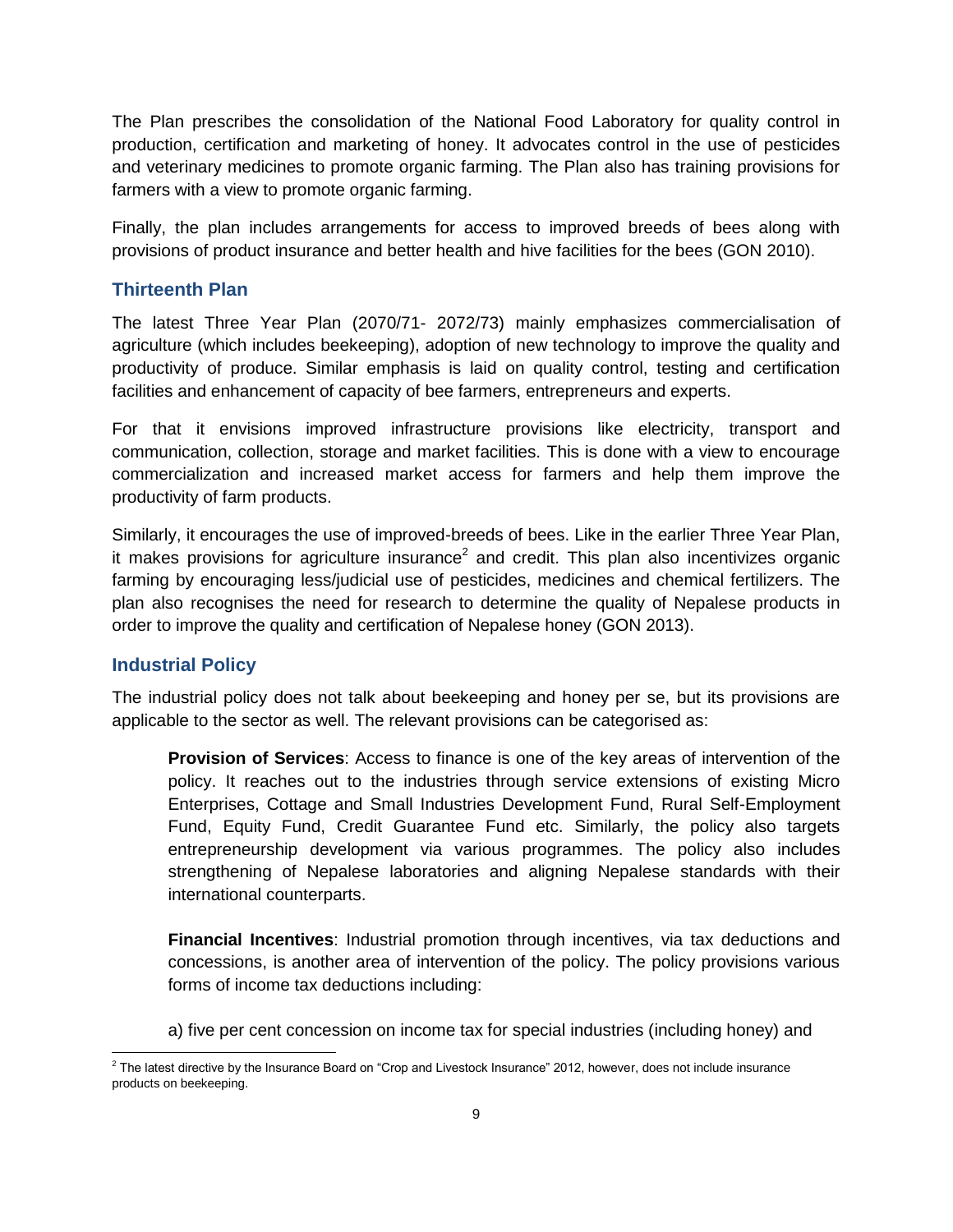The Plan prescribes the consolidation of the National Food Laboratory for quality control in production, certification and marketing of honey. It advocates control in the use of pesticides and veterinary medicines to promote organic farming. The Plan also has training provisions for farmers with a view to promote organic farming.

Finally, the plan includes arrangements for access to improved breeds of bees along with provisions of product insurance and better health and hive facilities for the bees (GON 2010).

### Thirteenth Plan

The latest Three Year Plan (2070/71- 2072/73) mainly emphasizes commercialisation of agriculture (which includes beekeeping), adoption of new technology to improve the quality and productivity of produce. Similar emphasis is laid on quality control, testing and certification facilities and enhancement of capacity of bee farmers, entrepreneurs and experts.

For that it envisions improved infrastructure provisions like electricity, transport and communication, collection, storage and market facilities. This is done with a view to encourage commercialization and increased market access for farmers and help them improve the productivity of farm products.

Similarly, it encourages the use of improved-breeds of bees. Like in the earlier Three Year Plan, it makes provisions for agriculture insurance[2] and credit. This plan also incentivizes organic farming by encouraging less/judicial use of pesticides, medicines and chemical fertilizers. The plan also recognises the need for research to determine the quality of Nepalese products in order to improve the quality and certification of Nepalese honey (GON 2013).

### Industrial Policy

The industrial policy does not talk about beekeeping and honey per se, but its provisions are applicable to the sector as well. The relevant provisions can be categorised as:

> **Provision of Services**: Access to finance is one of the key areas of intervention of the policy. It reaches out to the industries through service extensions of existing Micro Enterprises, Cottage and Small Industries Development Fund, Rural Self-Employment Fund, Equity Fund, Credit Guarantee Fund etc. Similarly, the policy also targets entrepreneurship development via various programmes. The policy also includes strengthening of Nepalese laboratories and aligning Nepalese standards with their international counterparts.
>
> **Financial Incentives**: Industrial promotion through incentives, via tax deductions and concessions, is another area of intervention of the policy. The policy provisions various forms of income tax deductions including:
>
> a) five per cent concession on income tax for special industries (including honey) and

---

[2] The latest directive by the Insurance Board on "Crop and Livestock Insurance" 2012, however, does not include insurance products on beekeeping.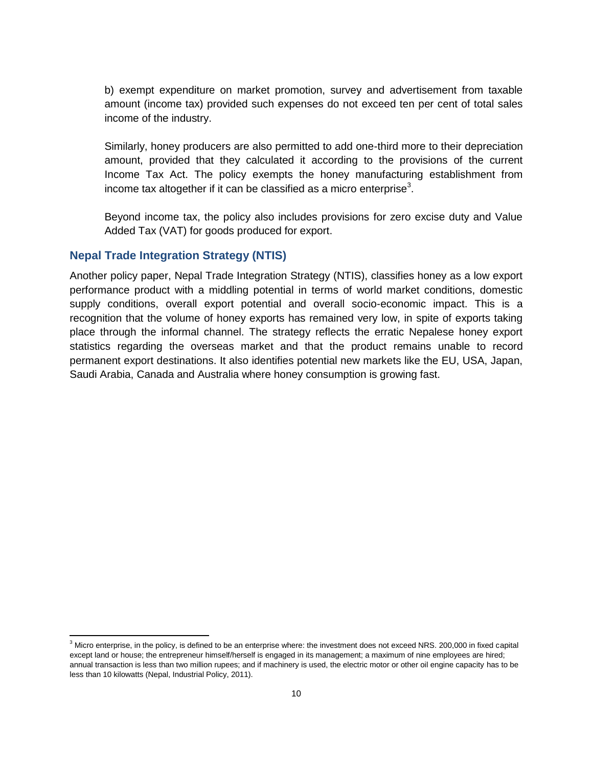b) exempt expenditure on market promotion, survey and advertisement from taxable amount (income tax) provided such expenses do not exceed ten per cent of total sales income of the industry.

Similarly, honey producers are also permitted to add one-third more to their depreciation amount, provided that they calculated it according to the provisions of the current Income Tax Act. The policy exempts the honey manufacturing establishment from income tax altogether if it can be classified as a micro enterprise[3].

Beyond income tax, the policy also includes provisions for zero excise duty and Value Added Tax (VAT) for goods produced for export.

### Nepal Trade Integration Strategy (NTIS)

Another policy paper, Nepal Trade Integration Strategy (NTIS), classifies honey as a low export performance product with a middling potential in terms of world market conditions, domestic supply conditions, overall export potential and overall socio-economic impact. This is a recognition that the volume of honey exports has remained very low, in spite of exports taking place through the informal channel. The strategy reflects the erratic Nepalese honey export statistics regarding the overseas market and that the product remains unable to record permanent export destinations. It also identifies potential new markets like the EU, USA, Japan, Saudi Arabia, Canada and Australia where honey consumption is growing fast.

[3] Micro enterprise, in the policy, is defined to be an enterprise where: the investment does not exceed NRS. 200,000 in fixed capital except land or house; the entrepreneur himself/herself is engaged in its management; a maximum of nine employees are hired; annual transaction is less than two million rupees; and if machinery is used, the electric motor or other oil engine capacity has to be less than 10 kilowatts (Nepal, Industrial Policy, 2011).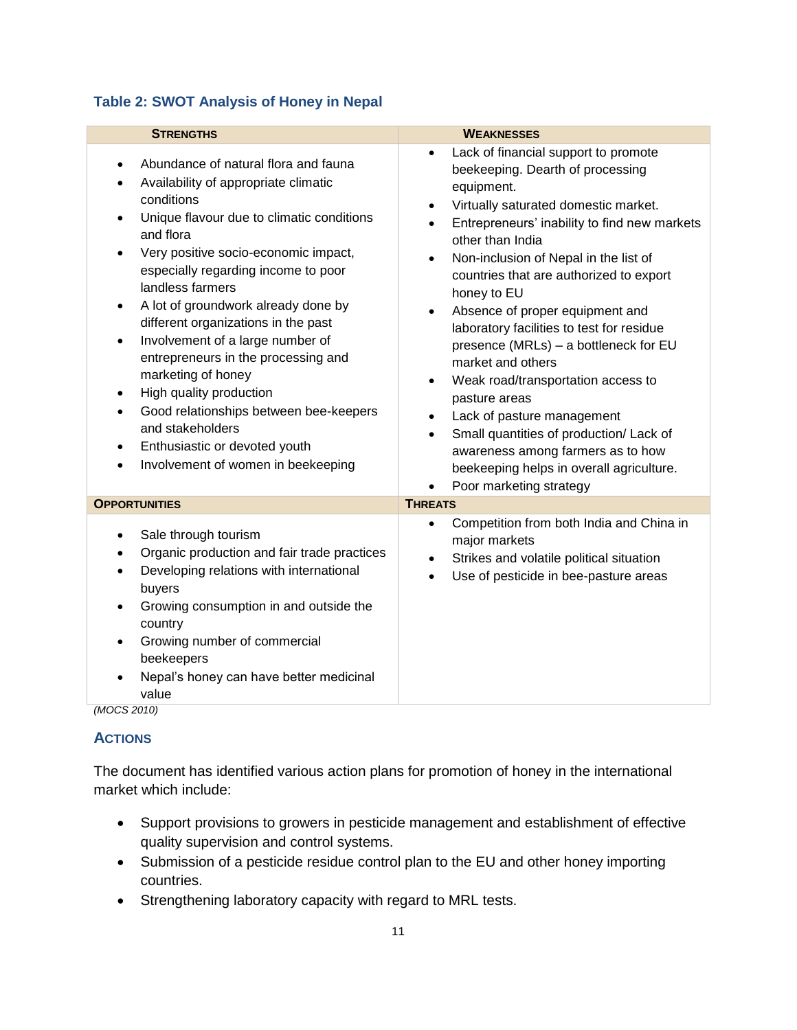### Table 2: SWOT Analysis of Honey in Nepal

| STRENGTHS | WEAKNESSES |
|---|---|
| • Abundance of natural flora and fauna<br>• Availability of appropriate climatic conditions<br>• Unique flavour due to climatic conditions and flora<br>• Very positive socio-economic impact, especially regarding income to poor landless farmers<br>• A lot of groundwork already done by different organizations in the past<br>• Involvement of a large number of entrepreneurs in the processing and marketing of honey<br>• High quality production<br>• Good relationships between bee-keepers and stakeholders<br>• Enthusiastic or devoted youth<br>• Involvement of women in beekeeping | • Lack of financial support to promote beekeeping. Dearth of processing equipment.<br>• Virtually saturated domestic market.<br>• Entrepreneurs' inability to find new markets other than India<br>• Non-inclusion of Nepal in the list of countries that are authorized to export honey to EU<br>• Absence of proper equipment and laboratory facilities to test for residue presence (MRLs) – a bottleneck for EU market and others<br>• Weak road/transportation access to pasture areas<br>• Lack of pasture management<br>• Small quantities of production/ Lack of awareness among farmers as to how beekeeping helps in overall agriculture.<br>• Poor marketing strategy |
| **OPPORTUNITIES** | **THREATS** |
| • Sale through tourism<br>• Organic production and fair trade practices<br>• Developing relations with international buyers<br>• Growing consumption in and outside the country<br>• Growing number of commercial beekeepers<br>• Nepal's honey can have better medicinal value | • Competition from both India and China in major markets<br>• Strikes and volatile political situation<br>• Use of pesticide in bee-pasture areas |

*(MOCS 2010)*

### ACTIONS

The document has identified various action plans for promotion of honey in the international market which include:

- Support provisions to growers in pesticide management and establishment of effective quality supervision and control systems.
- Submission of a pesticide residue control plan to the EU and other honey importing countries.
- Strengthening laboratory capacity with regard to MRL tests.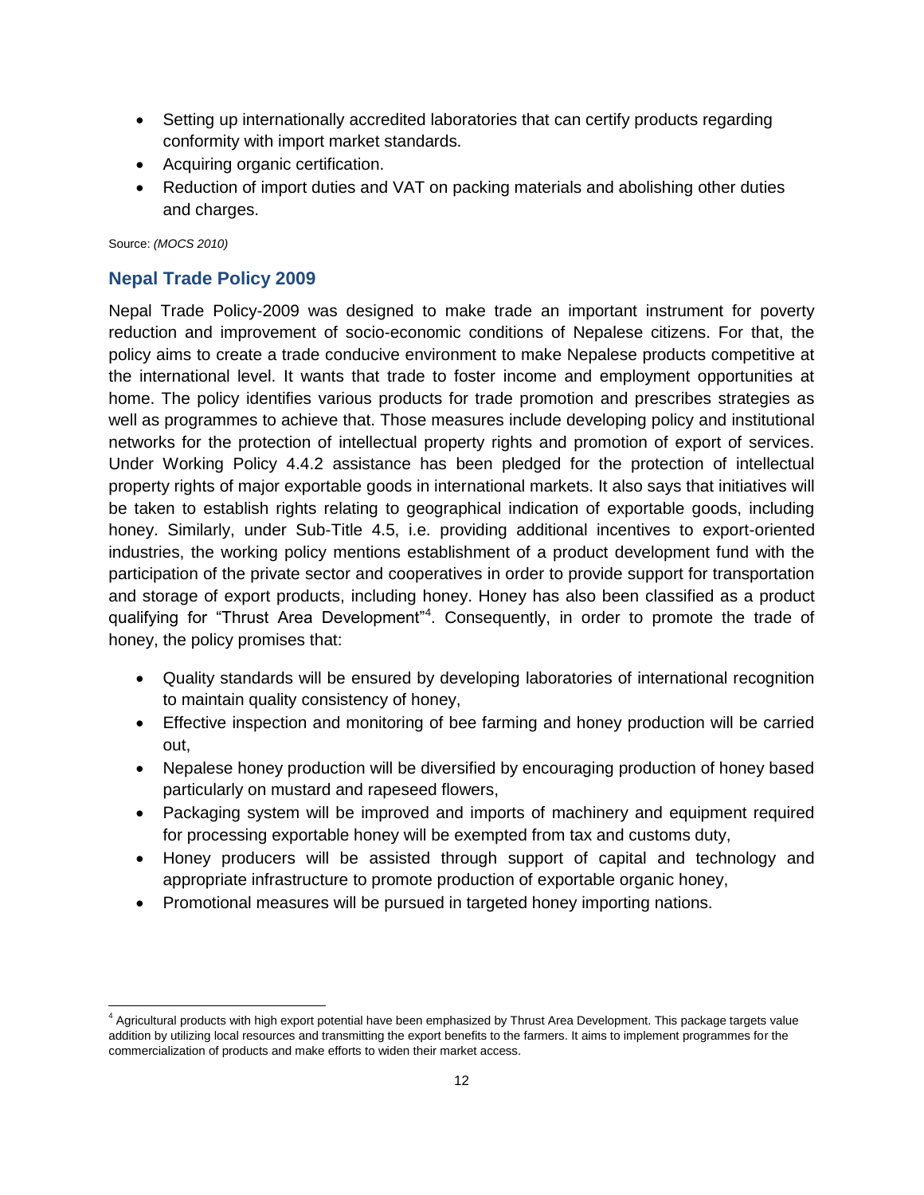- Setting up internationally accredited laboratories that can certify products regarding conformity with import market standards.
- Acquiring organic certification.
- Reduction of import duties and VAT on packing materials and abolishing other duties and charges.

Source: *(MOCS 2010)*

## Nepal Trade Policy 2009

Nepal Trade Policy-2009 was designed to make trade an important instrument for poverty reduction and improvement of socio-economic conditions of Nepalese citizens. For that, the policy aims to create a trade conducive environment to make Nepalese products competitive at the international level. It wants that trade to foster income and employment opportunities at home. The policy identifies various products for trade promotion and prescribes strategies as well as programmes to achieve that. Those measures include developing policy and institutional networks for the protection of intellectual property rights and promotion of export of services. Under Working Policy 4.4.2 assistance has been pledged for the protection of intellectual property rights of major exportable goods in international markets. It also says that initiatives will be taken to establish rights relating to geographical indication of exportable goods, including honey. Similarly, under Sub-Title 4.5, i.e. providing additional incentives to export-oriented industries, the working policy mentions establishment of a product development fund with the participation of the private sector and cooperatives in order to provide support for transportation and storage of export products, including honey. Honey has also been classified as a product qualifying for "Thrust Area Development"[4]. Consequently, in order to promote the trade of honey, the policy promises that:

- Quality standards will be ensured by developing laboratories of international recognition to maintain quality consistency of honey,
- Effective inspection and monitoring of bee farming and honey production will be carried out,
- Nepalese honey production will be diversified by encouraging production of honey based particularly on mustard and rapeseed flowers,
- Packaging system will be improved and imports of machinery and equipment required for processing exportable honey will be exempted from tax and customs duty,
- Honey producers will be assisted through support of capital and technology and appropriate infrastructure to promote production of exportable organic honey,
- Promotional measures will be pursued in targeted honey importing nations.

[4] Agricultural products with high export potential have been emphasized by Thrust Area Development. This package targets value addition by utilizing local resources and transmitting the export benefits to the farmers. It aims to implement programmes for the commercialization of products and make efforts to widen their market access.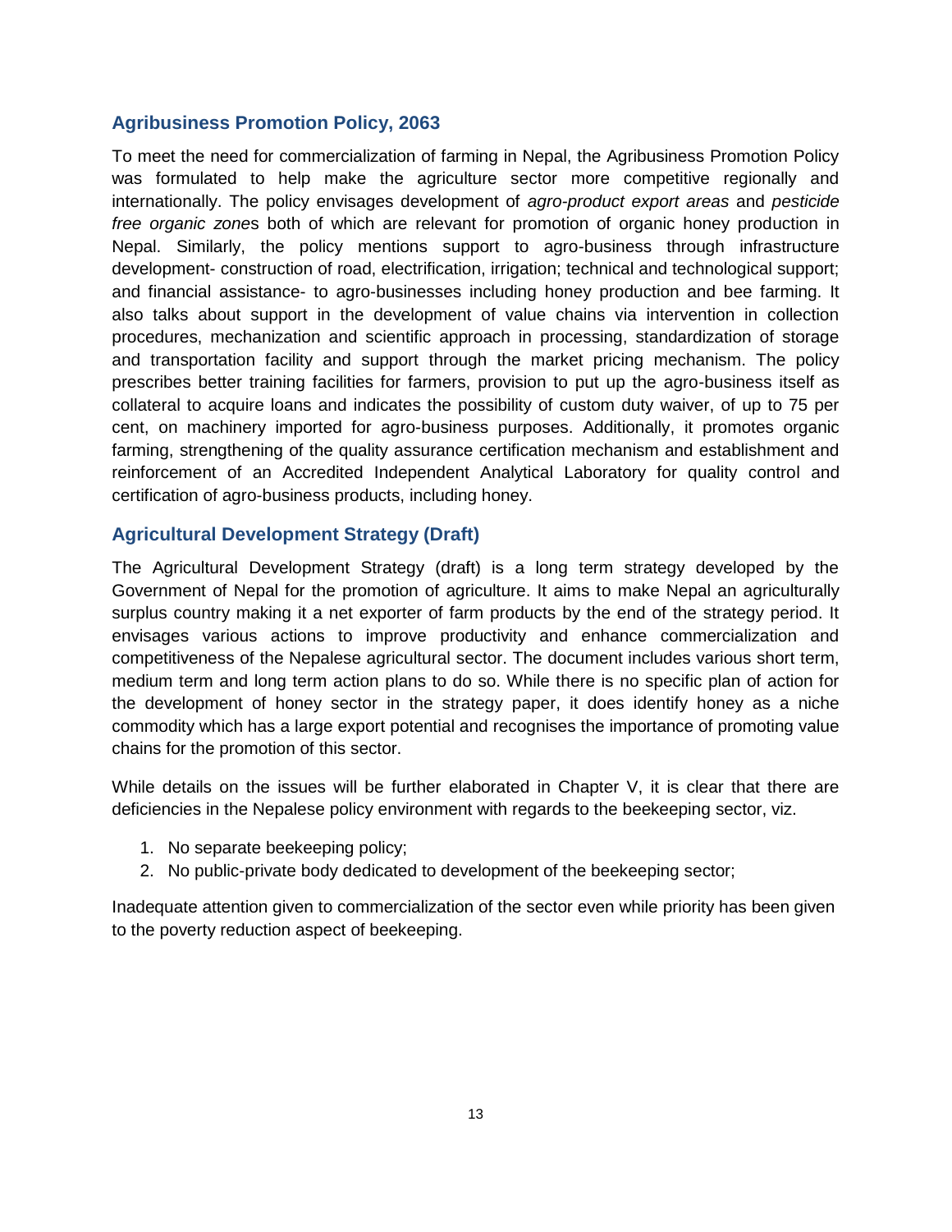## Agribusiness Promotion Policy, 2063

To meet the need for commercialization of farming in Nepal, the Agribusiness Promotion Policy was formulated to help make the agriculture sector more competitive regionally and internationally. The policy envisages development of *agro-product export areas* and *pesticide free organic zone*s both of which are relevant for promotion of organic honey production in Nepal. Similarly, the policy mentions support to agro-business through infrastructure development- construction of road, electrification, irrigation; technical and technological support; and financial assistance- to agro-businesses including honey production and bee farming. It also talks about support in the development of value chains via intervention in collection procedures, mechanization and scientific approach in processing, standardization of storage and transportation facility and support through the market pricing mechanism. The policy prescribes better training facilities for farmers, provision to put up the agro-business itself as collateral to acquire loans and indicates the possibility of custom duty waiver, of up to 75 per cent, on machinery imported for agro-business purposes. Additionally, it promotes organic farming, strengthening of the quality assurance certification mechanism and establishment and reinforcement of an Accredited Independent Analytical Laboratory for quality control and certification of agro-business products, including honey.

## Agricultural Development Strategy (Draft)

The Agricultural Development Strategy (draft) is a long term strategy developed by the Government of Nepal for the promotion of agriculture. It aims to make Nepal an agriculturally surplus country making it a net exporter of farm products by the end of the strategy period. It envisages various actions to improve productivity and enhance commercialization and competitiveness of the Nepalese agricultural sector. The document includes various short term, medium term and long term action plans to do so. While there is no specific plan of action for the development of honey sector in the strategy paper, it does identify honey as a niche commodity which has a large export potential and recognises the importance of promoting value chains for the promotion of this sector.

While details on the issues will be further elaborated in Chapter V, it is clear that there are deficiencies in the Nepalese policy environment with regards to the beekeeping sector, viz.

1. No separate beekeeping policy;
2. No public-private body dedicated to development of the beekeeping sector;

Inadequate attention given to commercialization of the sector even while priority has been given to the poverty reduction aspect of beekeeping.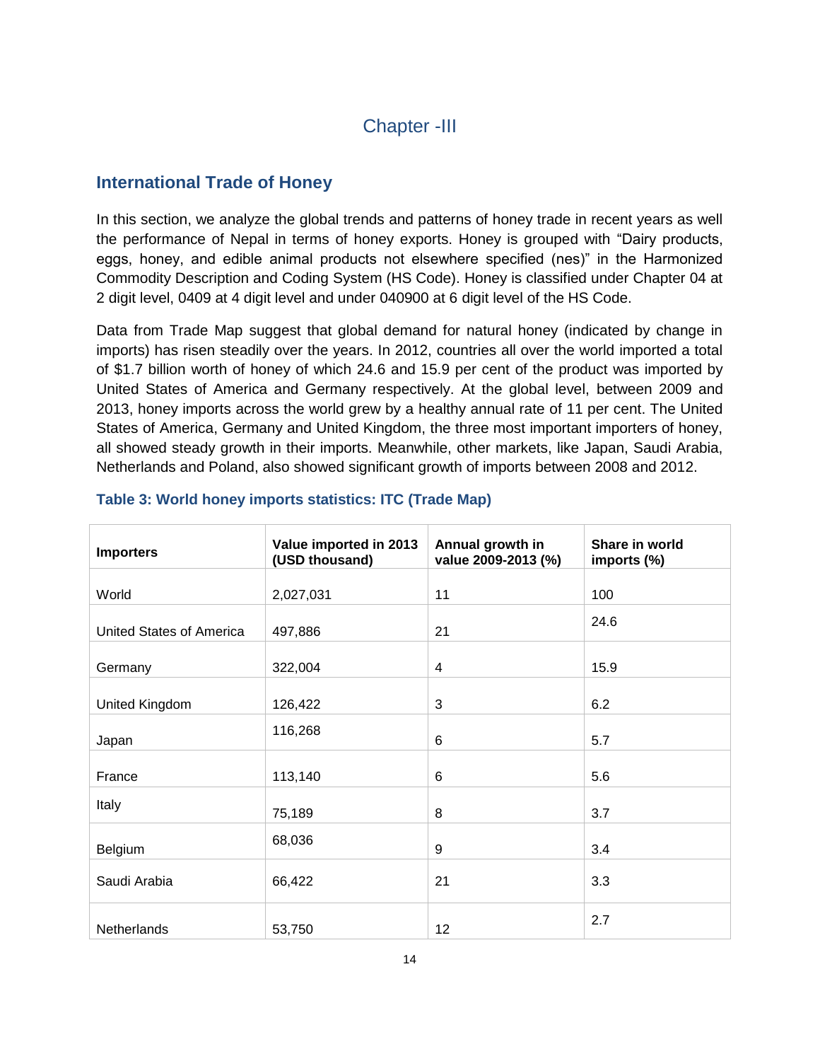# Chapter -III

## International Trade of Honey

In this section, we analyze the global trends and patterns of honey trade in recent years as well the performance of Nepal in terms of honey exports. Honey is grouped with "Dairy products, eggs, honey, and edible animal products not elsewhere specified (nes)" in the Harmonized Commodity Description and Coding System (HS Code). Honey is classified under Chapter 04 at 2 digit level, 0409 at 4 digit level and under 040900 at 6 digit level of the HS Code.

Data from Trade Map suggest that global demand for natural honey (indicated by change in imports) has risen steadily over the years. In 2012, countries all over the world imported a total of $1.7 billion worth of honey of which 24.6 and 15.9 per cent of the product was imported by United States of America and Germany respectively. At the global level, between 2009 and 2013, honey imports across the world grew by a healthy annual rate of 11 per cent. The United States of America, Germany and United Kingdom, the three most important importers of honey, all showed steady growth in their imports. Meanwhile, other markets, like Japan, Saudi Arabia, Netherlands and Poland, also showed significant growth of imports between 2008 and 2012.

**Table 3: World honey imports statistics: ITC (Trade Map)**

| Importers | Value imported in 2013 (USD thousand) | Annual growth in value 2009-2013 (%) | Share in world imports (%) |
|---|---|---|---|
| World | 2,027,031 | 11 | 100 |
| United States of America | 497,886 | 21 | 24.6 |
| Germany | 322,004 | 4 | 15.9 |
| United Kingdom | 126,422 | 3 | 6.2 |
| Japan | 116,268 | 6 | 5.7 |
| France | 113,140 | 6 | 5.6 |
| Italy | 75,189 | 8 | 3.7 |
| Belgium | 68,036 | 9 | 3.4 |
| Saudi Arabia | 66,422 | 21 | 3.3 |
| Netherlands | 53,750 | 12 | 2.7 |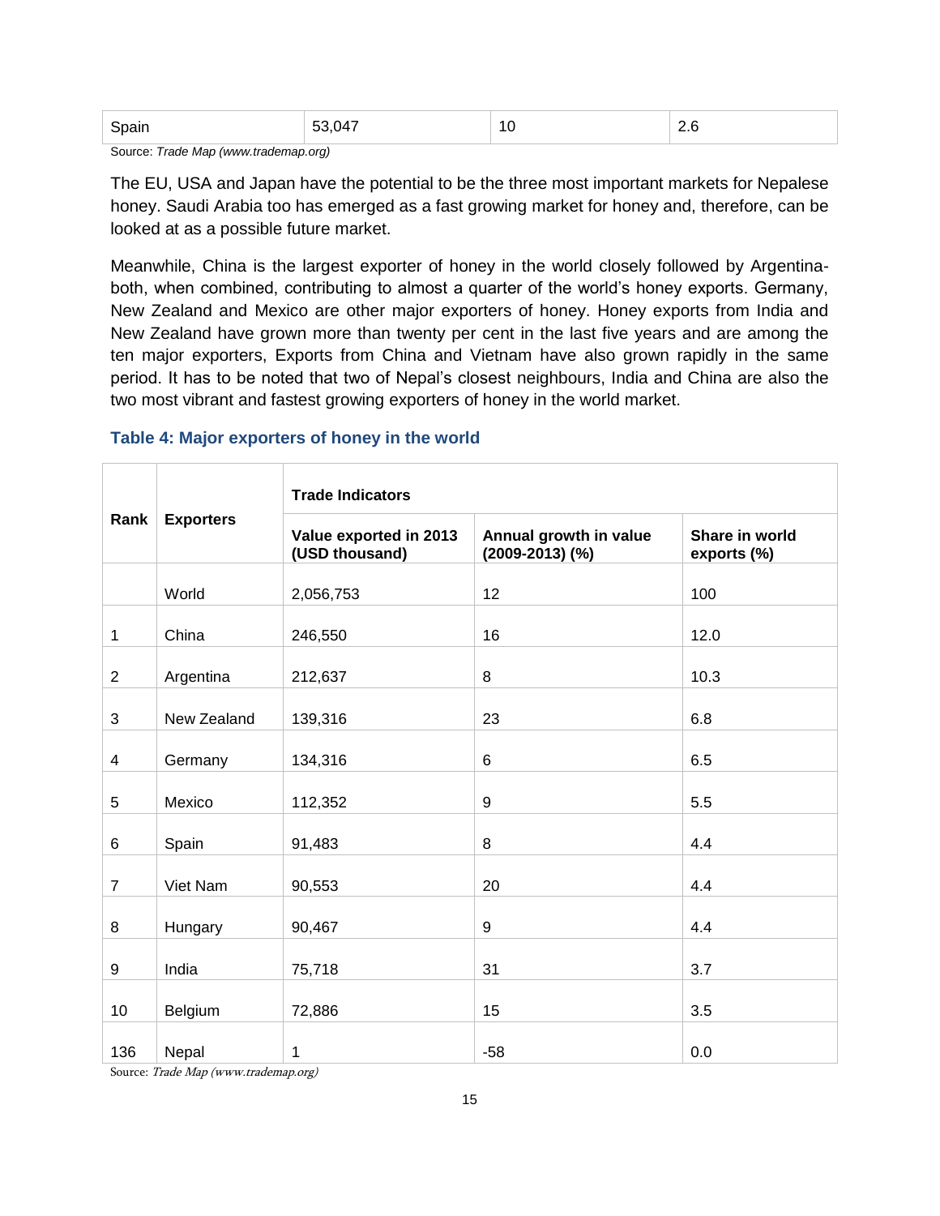| Spain | 53,047 | 10 | 2.6 |
|---|---|---|---|

Source: *Trade Map (www.trademap.org)*

The EU, USA and Japan have the potential to be the three most important markets for Nepalese honey. Saudi Arabia too has emerged as a fast growing market for honey and, therefore, can be looked at as a possible future market.

Meanwhile, China is the largest exporter of honey in the world closely followed by Argentina- both, when combined, contributing to almost a quarter of the world's honey exports. Germany, New Zealand and Mexico are other major exporters of honey. Honey exports from India and New Zealand have grown more than twenty per cent in the last five years and are among the ten major exporters, Exports from China and Vietnam have also grown rapidly in the same period. It has to be noted that two of Nepal's closest neighbours, India and China are also the two most vibrant and fastest growing exporters of honey in the world market.

### Table 4: Major exporters of honey in the world

| Rank | Exporters | Trade Indicators | | |
|---|---|---|---|---|
| | | Value exported in 2013 (USD thousand) | Annual growth in value (2009-2013) (%) | Share in world exports (%) |
| | World | 2,056,753 | 12 | 100 |
| 1 | China | 246,550 | 16 | 12.0 |
| 2 | Argentina | 212,637 | 8 | 10.3 |
| 3 | New Zealand | 139,316 | 23 | 6.8 |
| 4 | Germany | 134,316 | 6 | 6.5 |
| 5 | Mexico | 112,352 | 9 | 5.5 |
| 6 | Spain | 91,483 | 8 | 4.4 |
| 7 | Viet Nam | 90,553 | 20 | 4.4 |
| 8 | Hungary | 90,467 | 9 | 4.4 |
| 9 | India | 75,718 | 31 | 3.7 |
| 10 | Belgium | 72,886 | 15 | 3.5 |
| 136 | Nepal | 1 | -58 | 0.0 |

Source: *Trade Map (www.trademap.org)*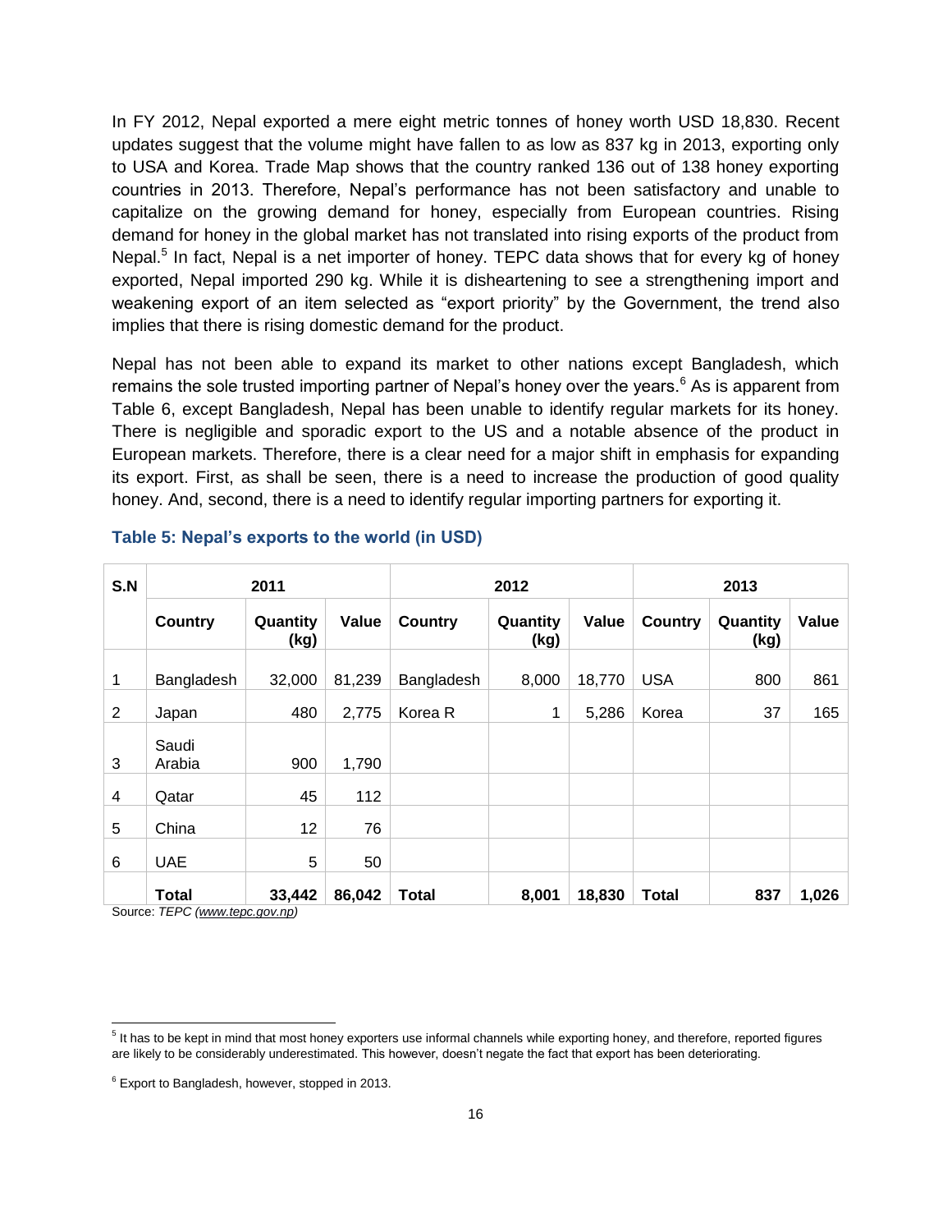In FY 2012, Nepal exported a mere eight metric tonnes of honey worth USD 18,830. Recent updates suggest that the volume might have fallen to as low as 837 kg in 2013, exporting only to USA and Korea. Trade Map shows that the country ranked 136 out of 138 honey exporting countries in 2013. Therefore, Nepal's performance has not been satisfactory and unable to capitalize on the growing demand for honey, especially from European countries. Rising demand for honey in the global market has not translated into rising exports of the product from Nepal.[5] In fact, Nepal is a net importer of honey. TEPC data shows that for every kg of honey exported, Nepal imported 290 kg. While it is disheartening to see a strengthening import and weakening export of an item selected as "export priority" by the Government, the trend also implies that there is rising domestic demand for the product.

Nepal has not been able to expand its market to other nations except Bangladesh, which remains the sole trusted importing partner of Nepal's honey over the years.[6] As is apparent from Table 6, except Bangladesh, Nepal has been unable to identify regular markets for its honey. There is negligible and sporadic export to the US and a notable absence of the product in European markets. Therefore, there is a clear need for a major shift in emphasis for expanding its export. First, as shall be seen, there is a need to increase the production of good quality honey. And, second, there is a need to identify regular importing partners for exporting it.

### Table 5: Nepal's exports to the world (in USD)

| S.N | 2011 | | | 2012 | | | 2013 | | |
|---|---|---|---|---|---|---|---|---|---|
| | **Country** | **Quantity (kg)** | **Value** | **Country** | **Quantity (kg)** | **Value** | **Country** | **Quantity (kg)** | **Value** |
| 1 | Bangladesh | 32,000 | 81,239 | Bangladesh | 8,000 | 18,770 | USA | 800 | 861 |
| 2 | Japan | 480 | 2,775 | Korea R | 1 | 5,286 | Korea | 37 | 165 |
| 3 | Saudi Arabia | 900 | 1,790 | | | | | | |
| 4 | Qatar | 45 | 112 | | | | | | |
| 5 | China | 12 | 76 | | | | | | |
| 6 | UAE | 5 | 50 | | | | | | |
| | **Total** | **33,442** | **86,042** | **Total** | **8,001** | **18,830** | **Total** | **837** | **1,026** |

Source: *TEPC (www.tepc.gov.np)*

[5] It has to be kept in mind that most honey exporters use informal channels while exporting honey, and therefore, reported figures are likely to be considerably underestimated. This however, doesn't negate the fact that export has been deteriorating.

[6] Export to Bangladesh, however, stopped in 2013.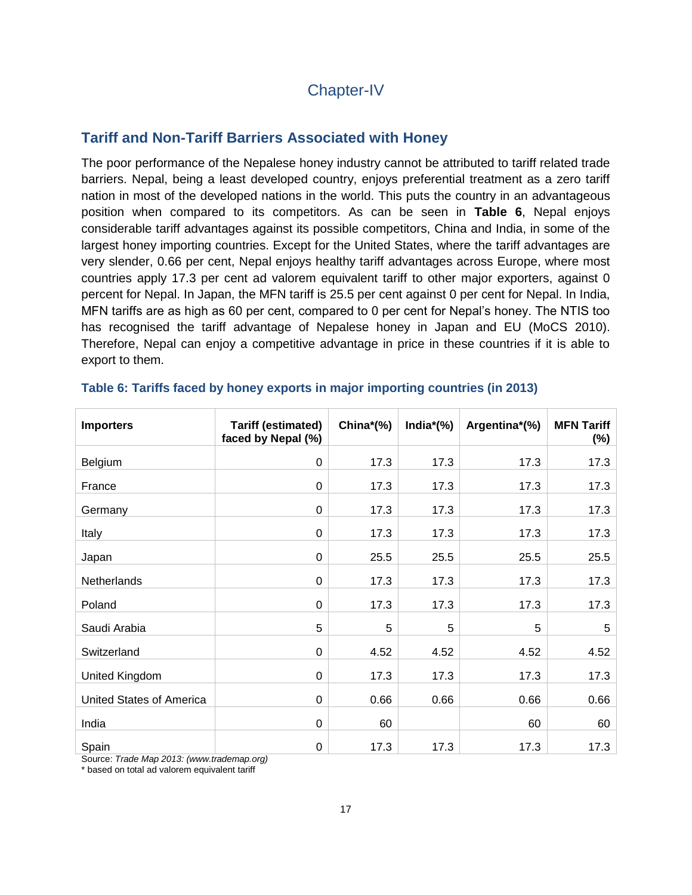# Chapter-IV

## Tariff and Non-Tariff Barriers Associated with Honey

The poor performance of the Nepalese honey industry cannot be attributed to tariff related trade barriers. Nepal, being a least developed country, enjoys preferential treatment as a zero tariff nation in most of the developed nations in the world. This puts the country in an advantageous position when compared to its competitors. As can be seen in **Table 6**, Nepal enjoys considerable tariff advantages against its possible competitors, China and India, in some of the largest honey importing countries. Except for the United States, where the tariff advantages are very slender, 0.66 per cent, Nepal enjoys healthy tariff advantages across Europe, where most countries apply 17.3 per cent ad valorem equivalent tariff to other major exporters, against 0 percent for Nepal. In Japan, the MFN tariff is 25.5 per cent against 0 per cent for Nepal. In India, MFN tariffs are as high as 60 per cent, compared to 0 per cent for Nepal's honey. The NTIS too has recognised the tariff advantage of Nepalese honey in Japan and EU (MoCS 2010). Therefore, Nepal can enjoy a competitive advantage in price in these countries if it is able to export to them.

### Table 6: Tariffs faced by honey exports in major importing countries (in 2013)

| Importers | Tariff (estimated) faced by Nepal (%) | China*(%) | India*(%) | Argentina*(%) | MFN Tariff (%) |
|---|---|---|---|---|---|
| Belgium | 0 | 17.3 | 17.3 | 17.3 | 17.3 |
| France | 0 | 17.3 | 17.3 | 17.3 | 17.3 |
| Germany | 0 | 17.3 | 17.3 | 17.3 | 17.3 |
| Italy | 0 | 17.3 | 17.3 | 17.3 | 17.3 |
| Japan | 0 | 25.5 | 25.5 | 25.5 | 25.5 |
| Netherlands | 0 | 17.3 | 17.3 | 17.3 | 17.3 |
| Poland | 0 | 17.3 | 17.3 | 17.3 | 17.3 |
| Saudi Arabia | 5 | 5 | 5 | 5 | 5 |
| Switzerland | 0 | 4.52 | 4.52 | 4.52 | 4.52 |
| United Kingdom | 0 | 17.3 | 17.3 | 17.3 | 17.3 |
| United States of America | 0 | 0.66 | 0.66 | 0.66 | 0.66 |
| India | 0 | 60 | | 60 | 60 |
| Spain | 0 | 17.3 | 17.3 | 17.3 | 17.3 |

Source: *Trade Map 2013: (www.trademap.org)*

* based on total ad valorem equivalent tariff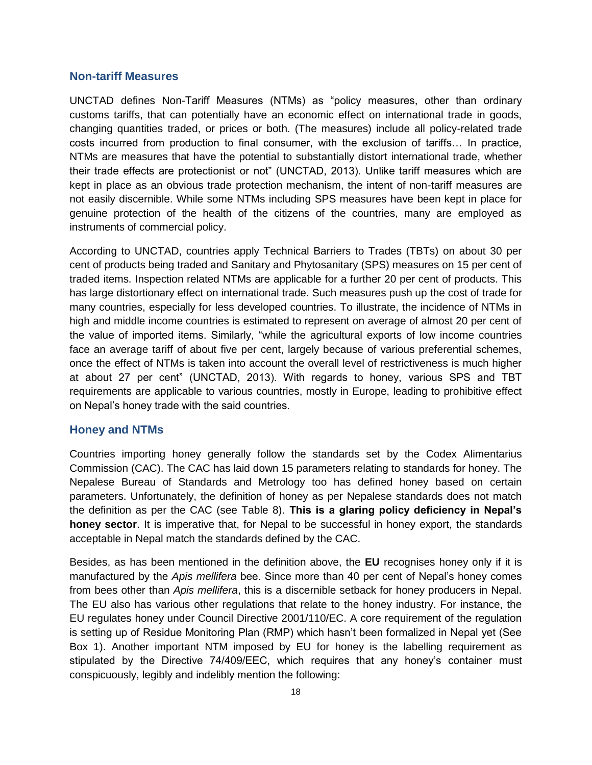## Non-tariff Measures

UNCTAD defines Non-Tariff Measures (NTMs) as "policy measures, other than ordinary customs tariffs, that can potentially have an economic effect on international trade in goods, changing quantities traded, or prices or both. (The measures) include all policy-related trade costs incurred from production to final consumer, with the exclusion of tariffs… In practice, NTMs are measures that have the potential to substantially distort international trade, whether their trade effects are protectionist or not" (UNCTAD, 2013). Unlike tariff measures which are kept in place as an obvious trade protection mechanism, the intent of non-tariff measures are not easily discernible. While some NTMs including SPS measures have been kept in place for genuine protection of the health of the citizens of the countries, many are employed as instruments of commercial policy.

According to UNCTAD, countries apply Technical Barriers to Trades (TBTs) on about 30 per cent of products being traded and Sanitary and Phytosanitary (SPS) measures on 15 per cent of traded items. Inspection related NTMs are applicable for a further 20 per cent of products. This has large distortionary effect on international trade. Such measures push up the cost of trade for many countries, especially for less developed countries. To illustrate, the incidence of NTMs in high and middle income countries is estimated to represent on average of almost 20 per cent of the value of imported items. Similarly, "while the agricultural exports of low income countries face an average tariff of about five per cent, largely because of various preferential schemes, once the effect of NTMs is taken into account the overall level of restrictiveness is much higher at about 27 per cent" (UNCTAD, 2013). With regards to honey, various SPS and TBT requirements are applicable to various countries, mostly in Europe, leading to prohibitive effect on Nepal's honey trade with the said countries.

## Honey and NTMs

Countries importing honey generally follow the standards set by the Codex Alimentarius Commission (CAC). The CAC has laid down 15 parameters relating to standards for honey. The Nepalese Bureau of Standards and Metrology too has defined honey based on certain parameters. Unfortunately, the definition of honey as per Nepalese standards does not match the definition as per the CAC (see Table 8). **This is a glaring policy deficiency in Nepal's honey sector**. It is imperative that, for Nepal to be successful in honey export, the standards acceptable in Nepal match the standards defined by the CAC.

Besides, as has been mentioned in the definition above, the **EU** recognises honey only if it is manufactured by the *Apis mellifera* bee. Since more than 40 per cent of Nepal's honey comes from bees other than *Apis mellifera*, this is a discernible setback for honey producers in Nepal. The EU also has various other regulations that relate to the honey industry. For instance, the EU regulates honey under Council Directive 2001/110/EC. A core requirement of the regulation is setting up of Residue Monitoring Plan (RMP) which hasn't been formalized in Nepal yet (See Box 1). Another important NTM imposed by EU for honey is the labelling requirement as stipulated by the Directive 74/409/EEC, which requires that any honey's container must conspicuously, legibly and indelibly mention the following: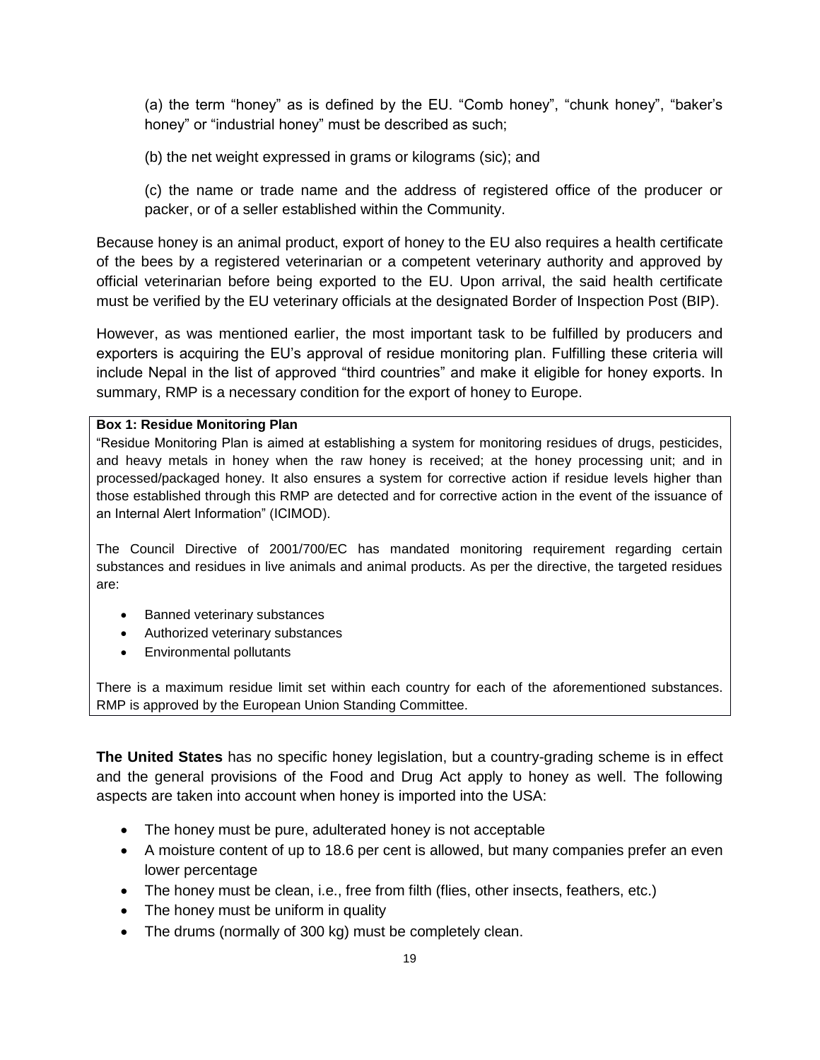(a) the term “honey” as is defined by the EU. “Comb honey”, “chunk honey”, “baker’s honey” or “industrial honey” must be described as such;

(b) the net weight expressed in grams or kilograms (sic); and

(c) the name or trade name and the address of registered office of the producer or packer, or of a seller established within the Community.

Because honey is an animal product, export of honey to the EU also requires a health certificate of the bees by a registered veterinarian or a competent veterinary authority and approved by official veterinarian before being exported to the EU. Upon arrival, the said health certificate must be verified by the EU veterinary officials at the designated Border of Inspection Post (BIP).

However, as was mentioned earlier, the most important task to be fulfilled by producers and exporters is acquiring the EU’s approval of residue monitoring plan. Fulfilling these criteria will include Nepal in the list of approved “third countries” and make it eligible for honey exports. In summary, RMP is a necessary condition for the export of honey to Europe.

> **Box 1: Residue Monitoring Plan**
>
> “Residue Monitoring Plan is aimed at establishing a system for monitoring residues of drugs, pesticides, and heavy metals in honey when the raw honey is received; at the honey processing unit; and in processed/packaged honey. It also ensures a system for corrective action if residue levels higher than those established through this RMP are detected and for corrective action in the event of the issuance of an Internal Alert Information” (ICIMOD).
>
> The Council Directive of 2001/700/EC has mandated monitoring requirement regarding certain substances and residues in live animals and animal products. As per the directive, the targeted residues are:
>
> - Banned veterinary substances
> - Authorized veterinary substances
> - Environmental pollutants
>
> There is a maximum residue limit set within each country for each of the aforementioned substances. RMP is approved by the European Union Standing Committee.

**The United States** has no specific honey legislation, but a country-grading scheme is in effect and the general provisions of the Food and Drug Act apply to honey as well. The following aspects are taken into account when honey is imported into the USA:

- The honey must be pure, adulterated honey is not acceptable
- A moisture content of up to 18.6 per cent is allowed, but many companies prefer an even lower percentage
- The honey must be clean, i.e., free from filth (flies, other insects, feathers, etc.)
- The honey must be uniform in quality
- The drums (normally of 300 kg) must be completely clean.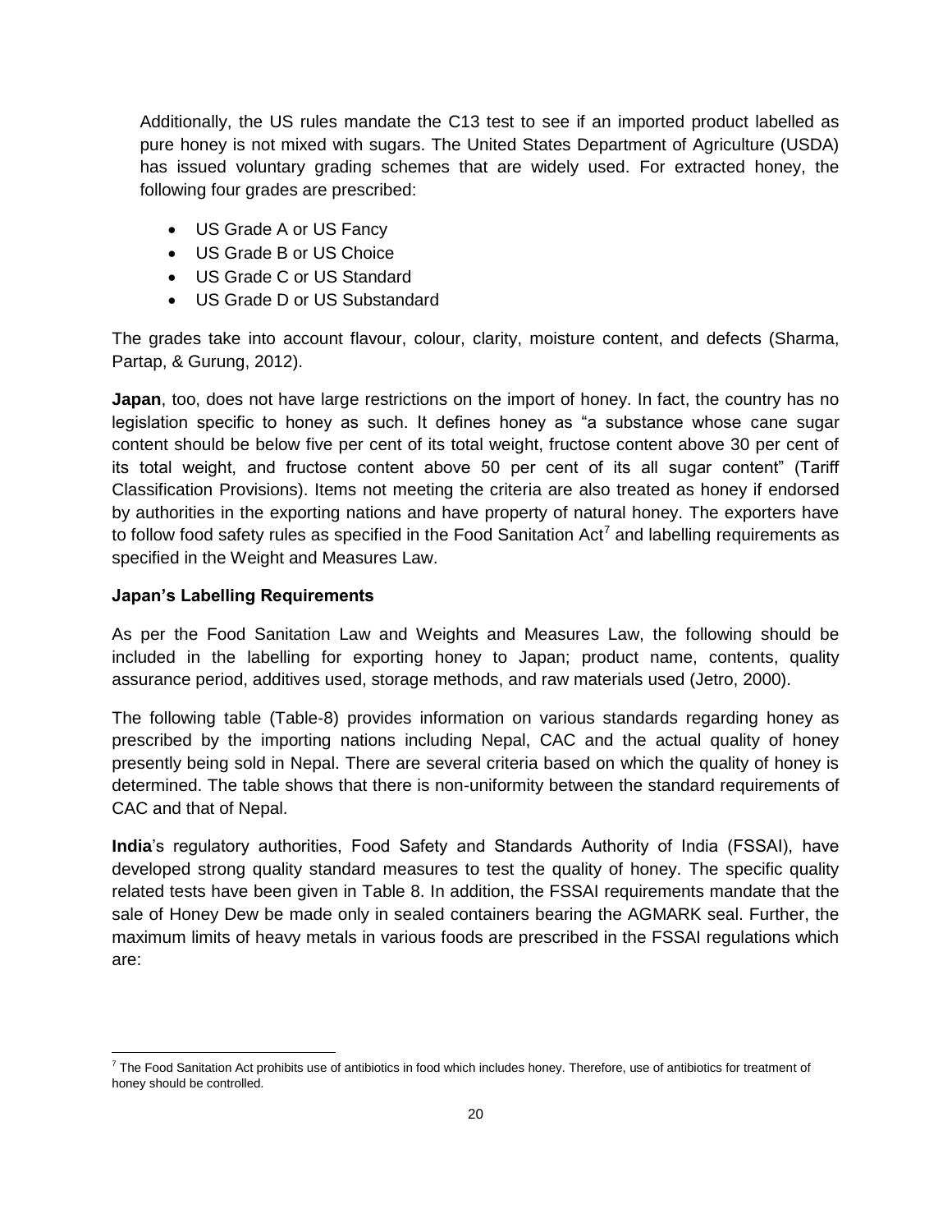Additionally, the US rules mandate the C13 test to see if an imported product labelled as pure honey is not mixed with sugars. The United States Department of Agriculture (USDA) has issued voluntary grading schemes that are widely used. For extracted honey, the following four grades are prescribed:

- US Grade A or US Fancy
- US Grade B or US Choice
- US Grade C or US Standard
- US Grade D or US Substandard

The grades take into account flavour, colour, clarity, moisture content, and defects (Sharma, Partap, & Gurung, 2012).

**Japan**, too, does not have large restrictions on the import of honey. In fact, the country has no legislation specific to honey as such. It defines honey as "a substance whose cane sugar content should be below five per cent of its total weight, fructose content above 30 per cent of its total weight, and fructose content above 50 per cent of its all sugar content" (Tariff Classification Provisions). Items not meeting the criteria are also treated as honey if endorsed by authorities in the exporting nations and have property of natural honey. The exporters have to follow food safety rules as specified in the Food Sanitation Act[7] and labelling requirements as specified in the Weight and Measures Law.

**Japan's Labelling Requirements**

As per the Food Sanitation Law and Weights and Measures Law, the following should be included in the labelling for exporting honey to Japan; product name, contents, quality assurance period, additives used, storage methods, and raw materials used (Jetro, 2000).

The following table (Table-8) provides information on various standards regarding honey as prescribed by the importing nations including Nepal, CAC and the actual quality of honey presently being sold in Nepal. There are several criteria based on which the quality of honey is determined. The table shows that there is non-uniformity between the standard requirements of CAC and that of Nepal.

**India**'s regulatory authorities, Food Safety and Standards Authority of India (FSSAI), have developed strong quality standard measures to test the quality of honey. The specific quality related tests have been given in Table 8. In addition, the FSSAI requirements mandate that the sale of Honey Dew be made only in sealed containers bearing the AGMARK seal. Further, the maximum limits of heavy metals in various foods are prescribed in the FSSAI regulations which are:

[7] The Food Sanitation Act prohibits use of antibiotics in food which includes honey. Therefore, use of antibiotics for treatment of honey should be controlled.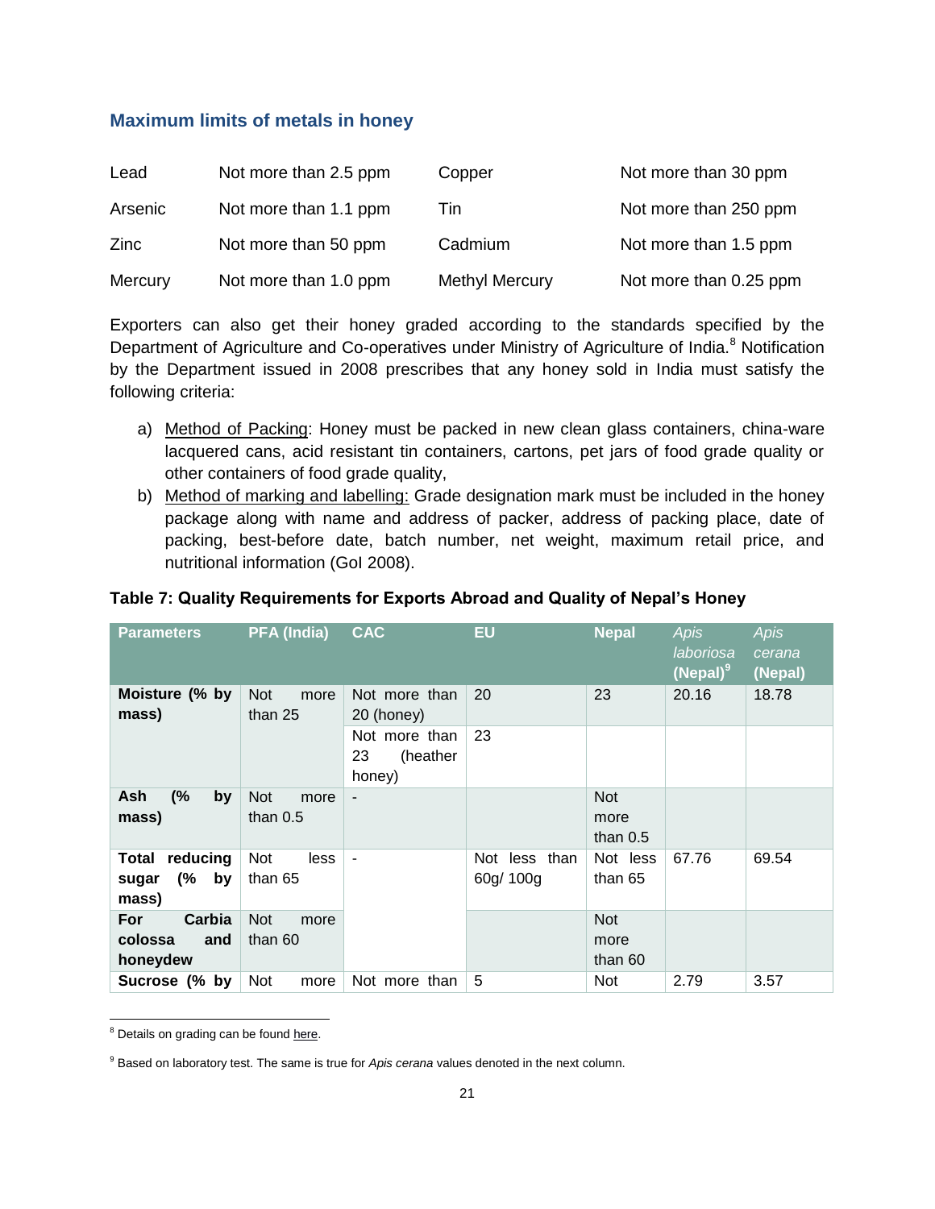### Maximum limits of metals in honey

| | | | |
|---|---|---|---|
| Lead | Not more than 2.5 ppm | Copper | Not more than 30 ppm |
| Arsenic | Not more than 1.1 ppm | Tin | Not more than 250 ppm |
| Zinc | Not more than 50 ppm | Cadmium | Not more than 1.5 ppm |
| Mercury | Not more than 1.0 ppm | Methyl Mercury | Not more than 0.25 ppm |

Exporters can also get their honey graded according to the standards specified by the Department of Agriculture and Co-operatives under Ministry of Agriculture of India.[8] Notification by the Department issued in 2008 prescribes that any honey sold in India must satisfy the following criteria:

a) Method of Packing: Honey must be packed in new clean glass containers, china-ware lacquered cans, acid resistant tin containers, cartons, pet jars of food grade quality or other containers of food grade quality,

b) Method of marking and labelling: Grade designation mark must be included in the honey package along with name and address of packer, address of packing place, date of packing, best-before date, batch number, net weight, maximum retail price, and nutritional information (GoI 2008).

**Table 7: Quality Requirements for Exports Abroad and Quality of Nepal's Honey**

| Parameters | PFA (India) | CAC | EU | Nepal | *Apis laboriosa* (Nepal)[9] | *Apis cerana* (Nepal) |
|---|---|---|---|---|---|---|
| **Moisture (% by mass)** | Not more than 25 | Not more than 20 (honey) | 20 | 23 | 20.16 | 18.78 |
| | | Not more than 23 (heather honey) | 23 | | | |
| **Ash (% by mass)** | Not more than 0.5 | - | | Not more than 0.5 | | |
| **Total reducing sugar (% by mass)** | Not less than 65 | - | Not less than 60g/ 100g | Not less than 65 | 67.76 | 69.54 |
| **For Carbia colossa and honeydew** | Not more than 60 | | | Not more than 60 | | |
| **Sucrose (% by** | Not more | Not more than | 5 | Not | 2.79 | 3.57 |

[8] Details on grading can be found here.

[9] Based on laboratory test. The same is true for *Apis cerana* values denoted in the next column.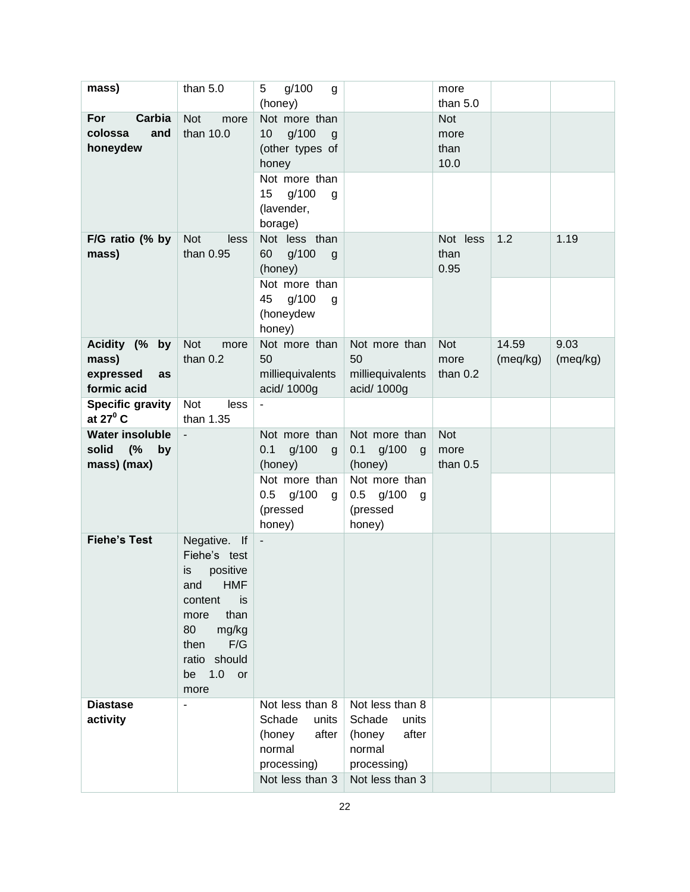| | | | | | | |
|---|---|---|---|---|---|---|
| **mass)** | than 5.0 | 5 g/100 g (honey) | | more than 5.0 | | |
| **For Carbia colossa and honeydew** | Not more than 10.0 | Not more than 10 g/100 g (other types of honey | | Not more than 10.0 | | |
| | | Not more than 15 g/100 g (lavender, borage) | | | | |
| **F/G ratio (% by mass)** | Not less than 0.95 | Not less than 60 g/100 g (honey) | | Not less than 0.95 | 1.2 | 1.19 |
| | | Not more than 45 g/100 g (honeydew honey) | | | | |
| **Acidity (% by mass) expressed as formic acid** | Not more than 0.2 | Not more than 50 milliequivalents acid/ 1000g | Not more than 50 milliequivalents acid/ 1000g | Not more than 0.2 | 14.59 (meq/kg) | 9.03 (meq/kg) |
| **Specific gravity at $27^0$ C** | Not less than 1.35 | - | | | | |
| **Water insoluble solid (% by mass) (max)** | - | Not more than 0.1 g/100 g (honey) | Not more than 0.1 g/100 g (honey) | Not more than 0.5 | | |
| | | Not more than 0.5 g/100 g (pressed honey) | Not more than 0.5 g/100 g (pressed honey) | | | |
| **Fiehe's Test** | Negative. If Fiehe's test is positive and HMF content is more than 80 mg/kg then F/G ratio should be 1.0 or more | - | | | | |
| **Diastase activity** | - | Not less than 8 Schade units (honey after normal processing) | Not less than 8 Schade units (honey after normal processing) | | | |
| | | Not less than 3 | Not less than 3 | | | |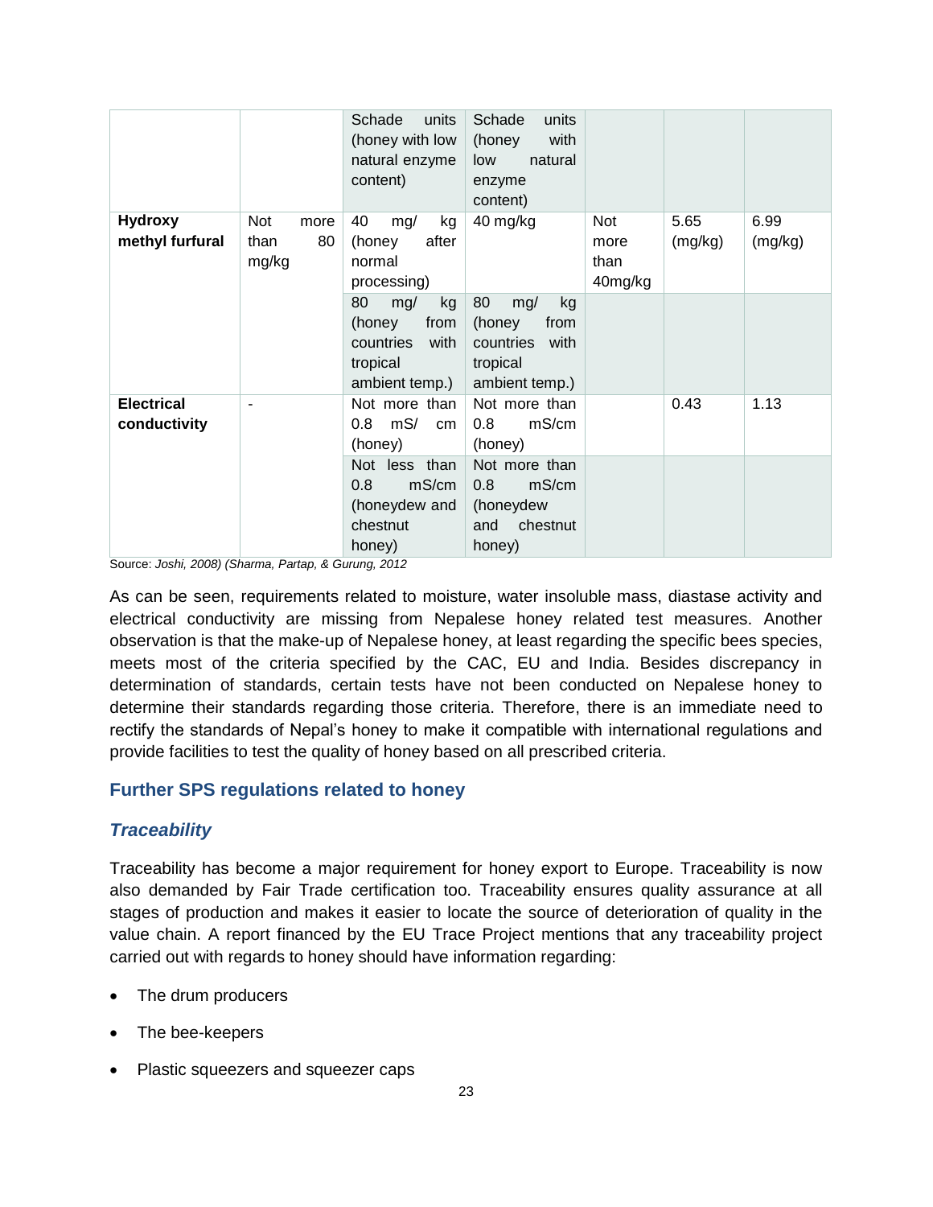| | | | | | | |
|---|---|---|---|---|---|---|
| | | Schade units (honey with low natural enzyme content) | Schade units (honey with low natural enzyme content) | | | |
| **Hydroxy methyl furfural** | Not more than 80 mg/kg | 40 mg/ kg (honey after normal processing) | 40 mg/kg | Not more than 40mg/kg | 5.65 (mg/kg) | 6.99 (mg/kg) |
| | | 80 mg/ kg (honey from countries with tropical ambient temp.) | 80 mg/ kg (honey from countries with tropical ambient temp.) | | | |
| **Electrical conductivity** | - | Not more than 0.8 mS/ cm (honey) | Not more than 0.8 mS/cm (honey) | | 0.43 | 1.13 |
| | | Not less than 0.8 mS/cm (honeydew and chestnut honey) | Not more than 0.8 mS/cm (honeydew and chestnut honey) | | | |

Source: *Joshi, 2008) (Sharma, Partap, & Gurung, 2012*

As can be seen, requirements related to moisture, water insoluble mass, diastase activity and electrical conductivity are missing from Nepalese honey related test measures. Another observation is that the make-up of Nepalese honey, at least regarding the specific bees species, meets most of the criteria specified by the CAC, EU and India. Besides discrepancy in determination of standards, certain tests have not been conducted on Nepalese honey to determine their standards regarding those criteria. Therefore, there is an immediate need to rectify the standards of Nepal's honey to make it compatible with international regulations and provide facilities to test the quality of honey based on all prescribed criteria.

## Further SPS regulations related to honey

### *Traceability*

Traceability has become a major requirement for honey export to Europe. Traceability is now also demanded by Fair Trade certification too. Traceability ensures quality assurance at all stages of production and makes it easier to locate the source of deterioration of quality in the value chain. A report financed by the EU Trace Project mentions that any traceability project carried out with regards to honey should have information regarding:

- The drum producers
- The bee-keepers
- Plastic squeezers and squeezer caps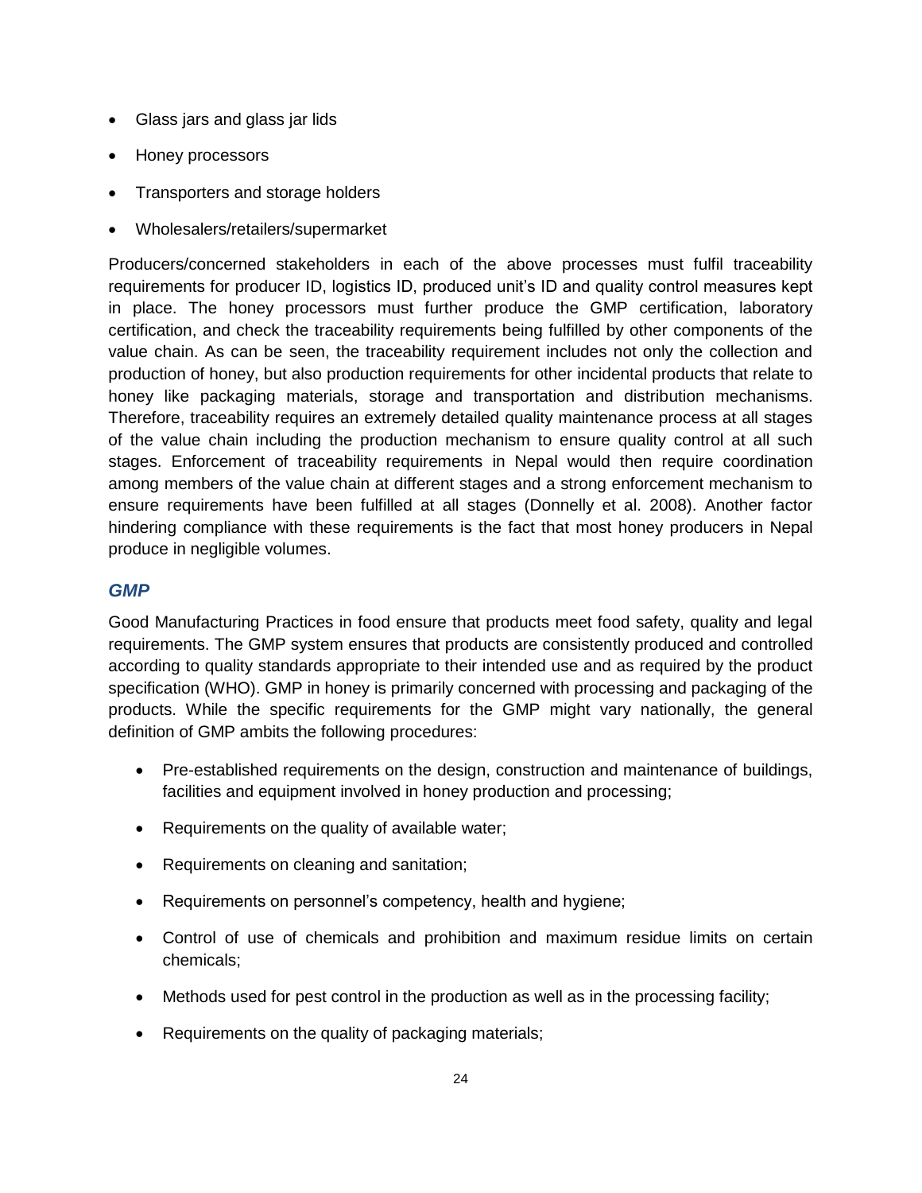- Glass jars and glass jar lids
- Honey processors
- Transporters and storage holders
- Wholesalers/retailers/supermarket

Producers/concerned stakeholders in each of the above processes must fulfil traceability requirements for producer ID, logistics ID, produced unit's ID and quality control measures kept in place. The honey processors must further produce the GMP certification, laboratory certification, and check the traceability requirements being fulfilled by other components of the value chain. As can be seen, the traceability requirement includes not only the collection and production of honey, but also production requirements for other incidental products that relate to honey like packaging materials, storage and transportation and distribution mechanisms. Therefore, traceability requires an extremely detailed quality maintenance process at all stages of the value chain including the production mechanism to ensure quality control at all such stages. Enforcement of traceability requirements in Nepal would then require coordination among members of the value chain at different stages and a strong enforcement mechanism to ensure requirements have been fulfilled at all stages (Donnelly et al. 2008). Another factor hindering compliance with these requirements is the fact that most honey producers in Nepal produce in negligible volumes.

### *GMP*

Good Manufacturing Practices in food ensure that products meet food safety, quality and legal requirements. The GMP system ensures that products are consistently produced and controlled according to quality standards appropriate to their intended use and as required by the product specification (WHO). GMP in honey is primarily concerned with processing and packaging of the products. While the specific requirements for the GMP might vary nationally, the general definition of GMP ambits the following procedures:

- Pre-established requirements on the design, construction and maintenance of buildings, facilities and equipment involved in honey production and processing;
- Requirements on the quality of available water;
- Requirements on cleaning and sanitation;
- Requirements on personnel's competency, health and hygiene;
- Control of use of chemicals and prohibition and maximum residue limits on certain chemicals;
- Methods used for pest control in the production as well as in the processing facility;
- Requirements on the quality of packaging materials;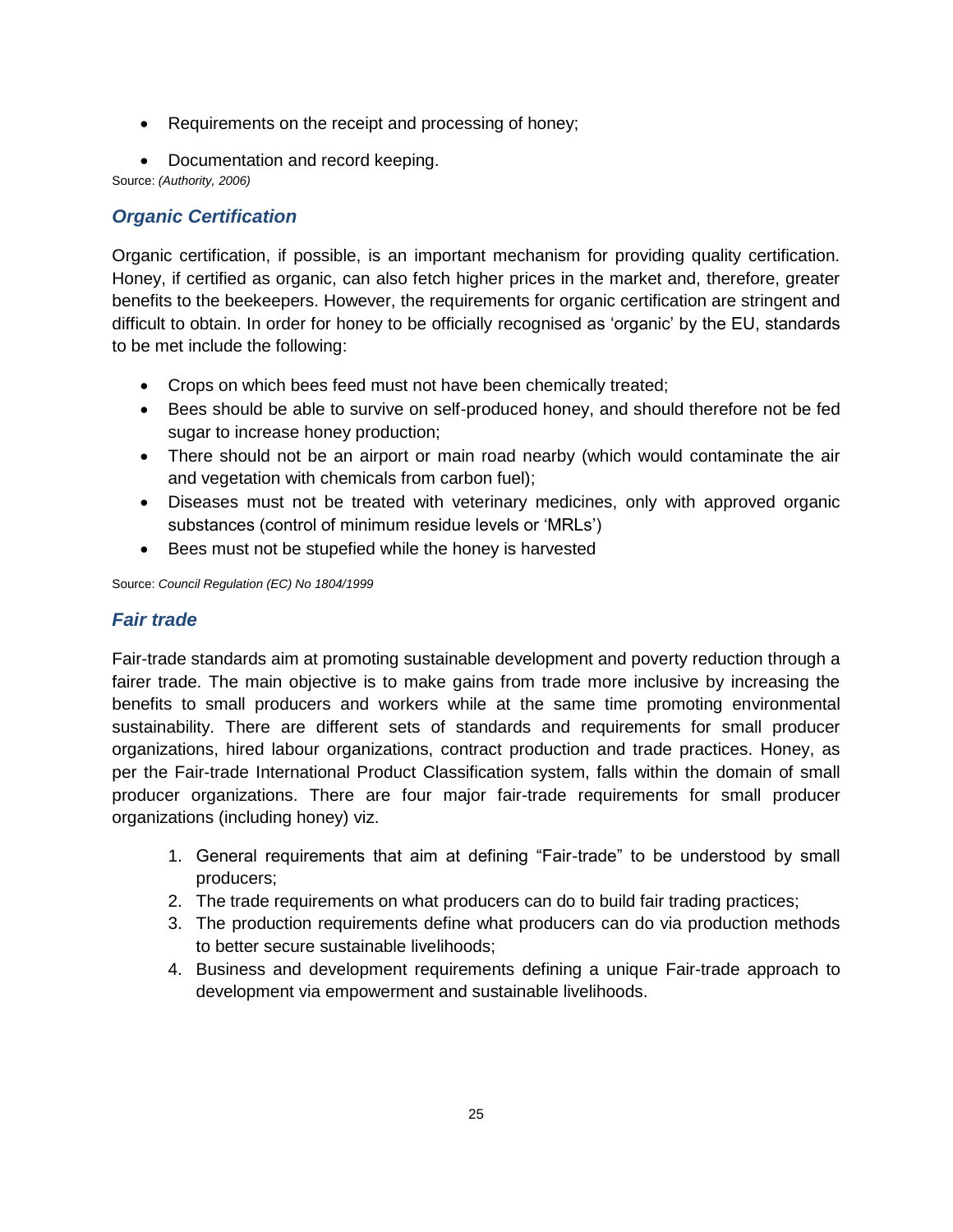- Requirements on the receipt and processing of honey;
- Documentation and record keeping.

Source: *(Authority, 2006)*

### *Organic Certification*

Organic certification, if possible, is an important mechanism for providing quality certification. Honey, if certified as organic, can also fetch higher prices in the market and, therefore, greater benefits to the beekeepers. However, the requirements for organic certification are stringent and difficult to obtain. In order for honey to be officially recognised as 'organic' by the EU, standards to be met include the following:

- Crops on which bees feed must not have been chemically treated;
- Bees should be able to survive on self-produced honey, and should therefore not be fed sugar to increase honey production;
- There should not be an airport or main road nearby (which would contaminate the air and vegetation with chemicals from carbon fuel);
- Diseases must not be treated with veterinary medicines, only with approved organic substances (control of minimum residue levels or 'MRLs')
- Bees must not be stupefied while the honey is harvested

Source: *Council Regulation (EC) No 1804/1999*

### *Fair trade*

Fair-trade standards aim at promoting sustainable development and poverty reduction through a fairer trade. The main objective is to make gains from trade more inclusive by increasing the benefits to small producers and workers while at the same time promoting environmental sustainability. There are different sets of standards and requirements for small producer organizations, hired labour organizations, contract production and trade practices. Honey, as per the Fair-trade International Product Classification system, falls within the domain of small producer organizations. There are four major fair-trade requirements for small producer organizations (including honey) viz.

1. General requirements that aim at defining "Fair-trade" to be understood by small producers;
2. The trade requirements on what producers can do to build fair trading practices;
3. The production requirements define what producers can do via production methods to better secure sustainable livelihoods;
4. Business and development requirements defining a unique Fair-trade approach to development via empowerment and sustainable livelihoods.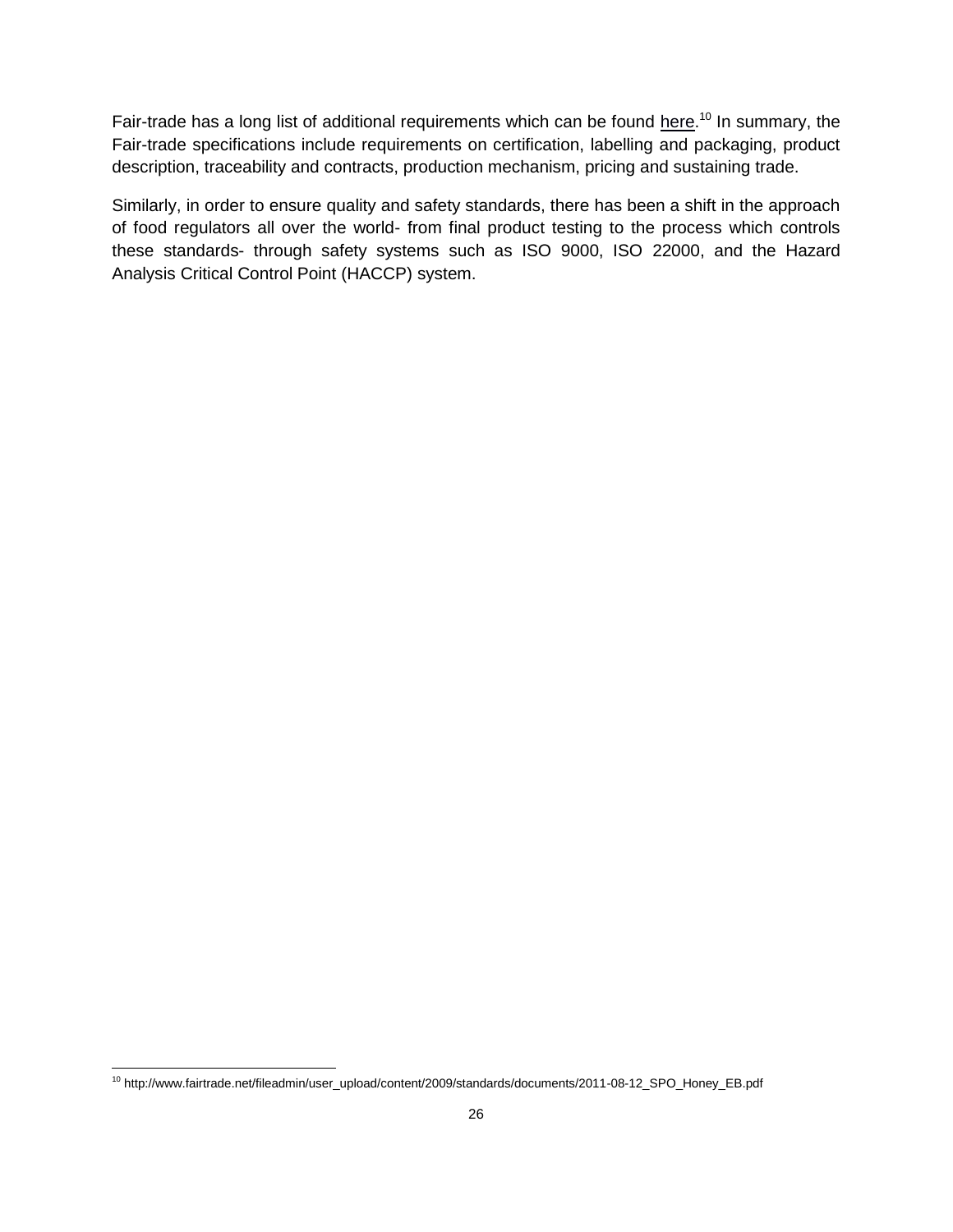Fair-trade has a long list of additional requirements which can be found here.[10] In summary, the Fair-trade specifications include requirements on certification, labelling and packaging, product description, traceability and contracts, production mechanism, pricing and sustaining trade.

Similarly, in order to ensure quality and safety standards, there has been a shift in the approach of food regulators all over the world- from final product testing to the process which controls these standards- through safety systems such as ISO 9000, ISO 22000, and the Hazard Analysis Critical Control Point (HACCP) system.

---

[10] http://www.fairtrade.net/fileadmin/user_upload/content/2009/standards/documents/2011-08-12_SPO_Honey_EB.pdf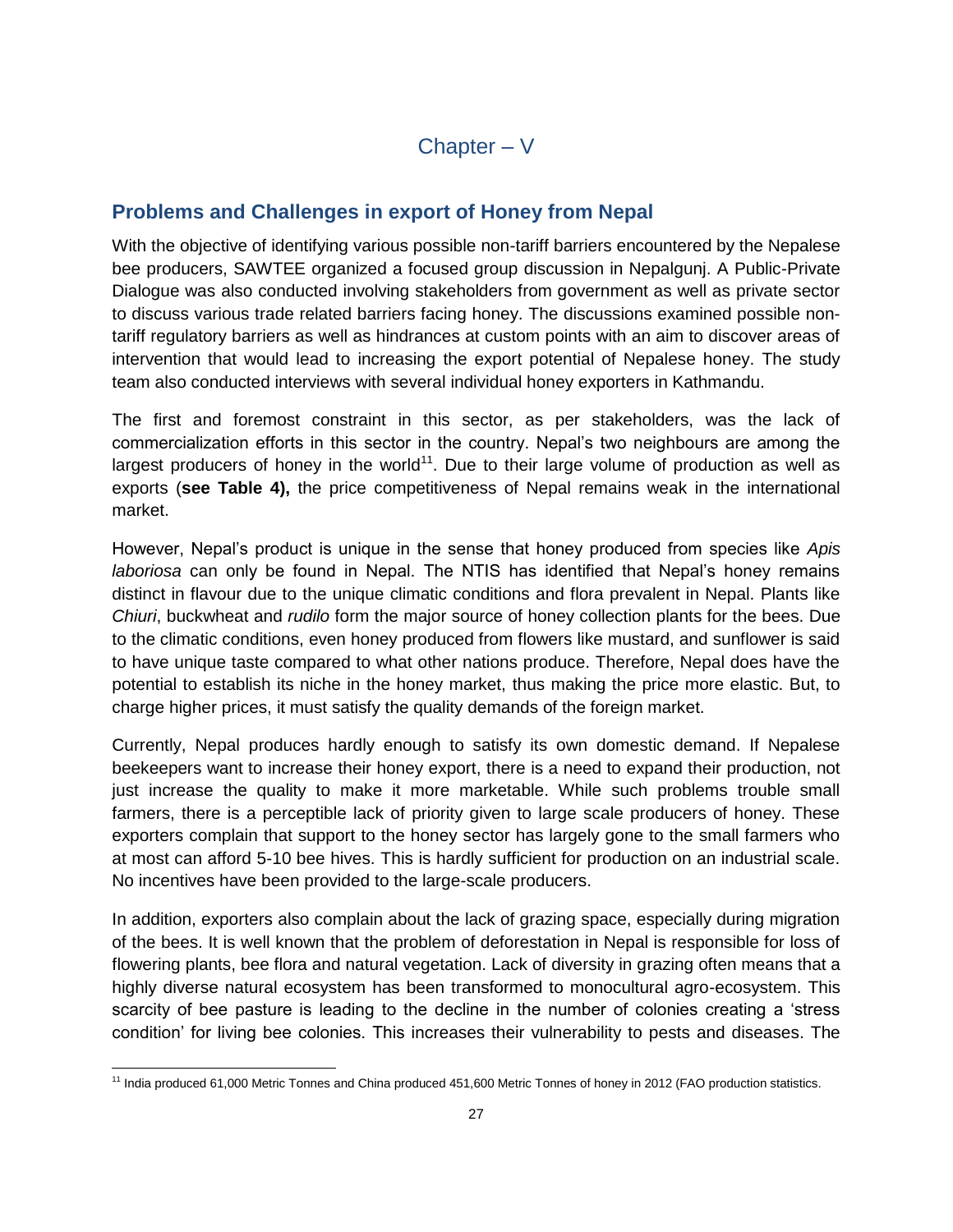# Chapter – V

## Problems and Challenges in export of Honey from Nepal

With the objective of identifying various possible non-tariff barriers encountered by the Nepalese bee producers, SAWTEE organized a focused group discussion in Nepalgunj. A Public-Private Dialogue was also conducted involving stakeholders from government as well as private sector to discuss various trade related barriers facing honey. The discussions examined possible non-tariff regulatory barriers as well as hindrances at custom points with an aim to discover areas of intervention that would lead to increasing the export potential of Nepalese honey. The study team also conducted interviews with several individual honey exporters in Kathmandu.

The first and foremost constraint in this sector, as per stakeholders, was the lack of commercialization efforts in this sector in the country. Nepal's two neighbours are among the largest producers of honey in the world[11]. Due to their large volume of production as well as exports (**see Table 4),** the price competitiveness of Nepal remains weak in the international market.

However, Nepal's product is unique in the sense that honey produced from species like *Apis laboriosa* can only be found in Nepal. The NTIS has identified that Nepal's honey remains distinct in flavour due to the unique climatic conditions and flora prevalent in Nepal. Plants like *Chiuri*, buckwheat and *rudilo* form the major source of honey collection plants for the bees. Due to the climatic conditions, even honey produced from flowers like mustard, and sunflower is said to have unique taste compared to what other nations produce. Therefore, Nepal does have the potential to establish its niche in the honey market, thus making the price more elastic. But, to charge higher prices, it must satisfy the quality demands of the foreign market.

Currently, Nepal produces hardly enough to satisfy its own domestic demand. If Nepalese beekeepers want to increase their honey export, there is a need to expand their production, not just increase the quality to make it more marketable. While such problems trouble small farmers, there is a perceptible lack of priority given to large scale producers of honey. These exporters complain that support to the honey sector has largely gone to the small farmers who at most can afford 5-10 bee hives. This is hardly sufficient for production on an industrial scale. No incentives have been provided to the large-scale producers.

In addition, exporters also complain about the lack of grazing space, especially during migration of the bees. It is well known that the problem of deforestation in Nepal is responsible for loss of flowering plants, bee flora and natural vegetation. Lack of diversity in grazing often means that a highly diverse natural ecosystem has been transformed to monocultural agro-ecosystem. This scarcity of bee pasture is leading to the decline in the number of colonies creating a 'stress condition' for living bee colonies. This increases their vulnerability to pests and diseases. The

[11] India produced 61,000 Metric Tonnes and China produced 451,600 Metric Tonnes of honey in 2012 (FAO production statistics.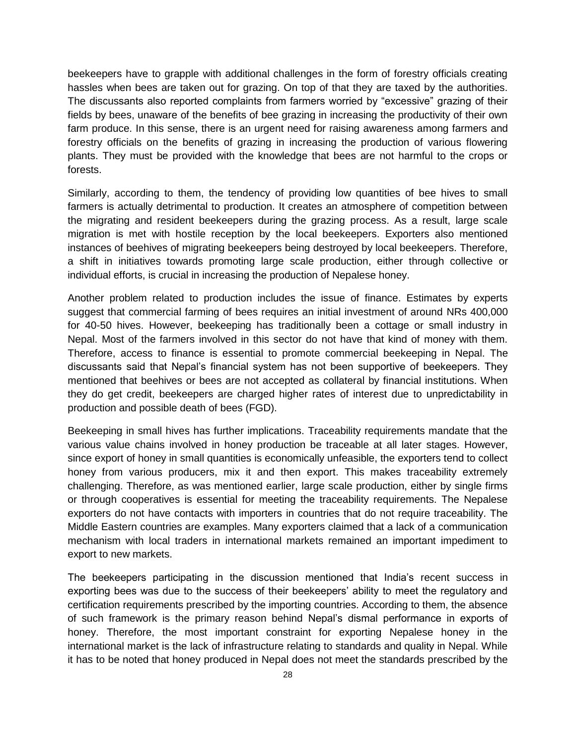beekeepers have to grapple with additional challenges in the form of forestry officials creating hassles when bees are taken out for grazing. On top of that they are taxed by the authorities. The discussants also reported complaints from farmers worried by "excessive" grazing of their fields by bees, unaware of the benefits of bee grazing in increasing the productivity of their own farm produce. In this sense, there is an urgent need for raising awareness among farmers and forestry officials on the benefits of grazing in increasing the production of various flowering plants. They must be provided with the knowledge that bees are not harmful to the crops or forests.

Similarly, according to them, the tendency of providing low quantities of bee hives to small farmers is actually detrimental to production. It creates an atmosphere of competition between the migrating and resident beekeepers during the grazing process. As a result, large scale migration is met with hostile reception by the local beekeepers. Exporters also mentioned instances of beehives of migrating beekeepers being destroyed by local beekeepers. Therefore, a shift in initiatives towards promoting large scale production, either through collective or individual efforts, is crucial in increasing the production of Nepalese honey.

Another problem related to production includes the issue of finance. Estimates by experts suggest that commercial farming of bees requires an initial investment of around NRs 400,000 for 40-50 hives. However, beekeeping has traditionally been a cottage or small industry in Nepal. Most of the farmers involved in this sector do not have that kind of money with them. Therefore, access to finance is essential to promote commercial beekeeping in Nepal. The discussants said that Nepal's financial system has not been supportive of beekeepers. They mentioned that beehives or bees are not accepted as collateral by financial institutions. When they do get credit, beekeepers are charged higher rates of interest due to unpredictability in production and possible death of bees (FGD).

Beekeeping in small hives has further implications. Traceability requirements mandate that the various value chains involved in honey production be traceable at all later stages. However, since export of honey in small quantities is economically unfeasible, the exporters tend to collect honey from various producers, mix it and then export. This makes traceability extremely challenging. Therefore, as was mentioned earlier, large scale production, either by single firms or through cooperatives is essential for meeting the traceability requirements. The Nepalese exporters do not have contacts with importers in countries that do not require traceability. The Middle Eastern countries are examples. Many exporters claimed that a lack of a communication mechanism with local traders in international markets remained an important impediment to export to new markets.

The beekeepers participating in the discussion mentioned that India's recent success in exporting bees was due to the success of their beekeepers' ability to meet the regulatory and certification requirements prescribed by the importing countries. According to them, the absence of such framework is the primary reason behind Nepal's dismal performance in exports of honey. Therefore, the most important constraint for exporting Nepalese honey in the international market is the lack of infrastructure relating to standards and quality in Nepal. While it has to be noted that honey produced in Nepal does not meet the standards prescribed by the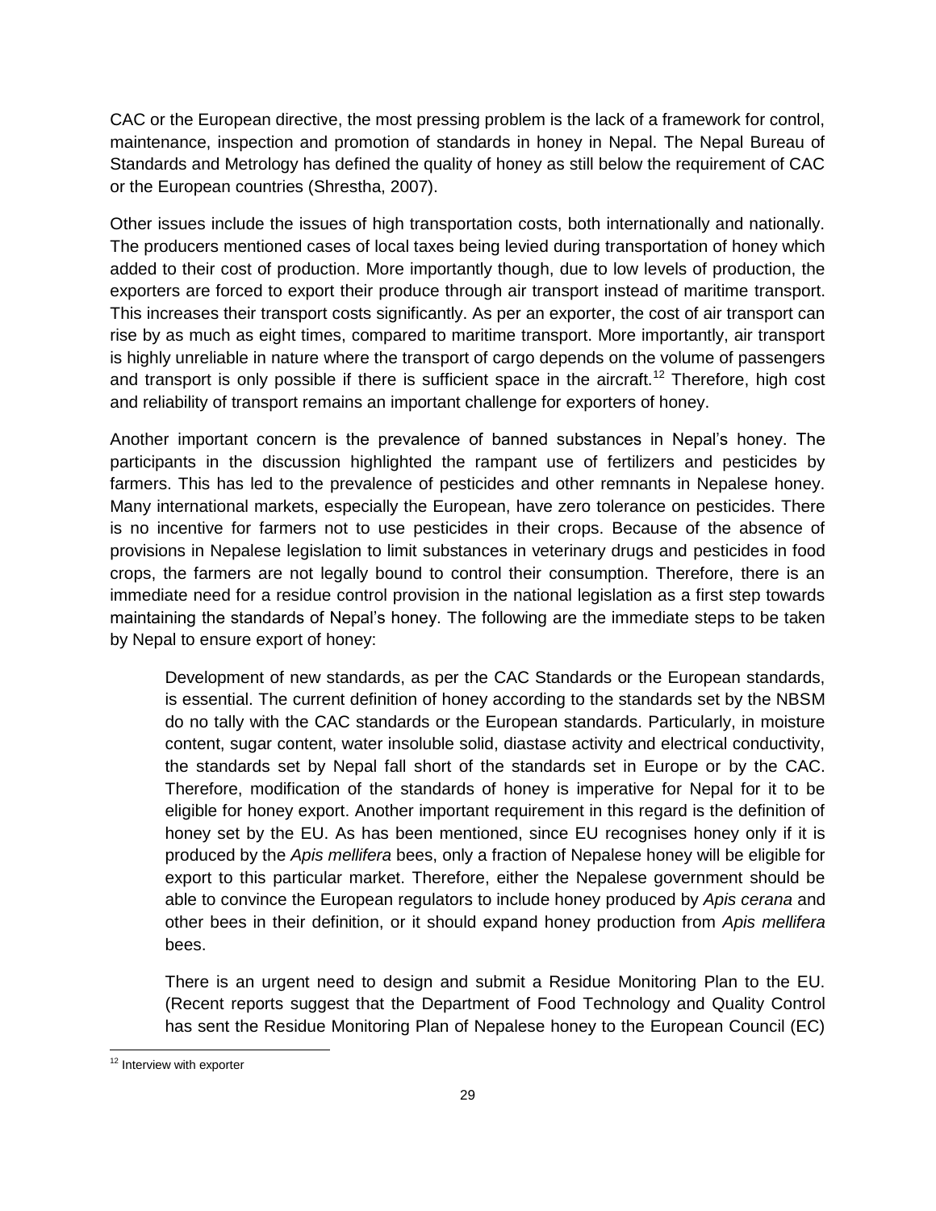CAC or the European directive, the most pressing problem is the lack of a framework for control, maintenance, inspection and promotion of standards in honey in Nepal. The Nepal Bureau of Standards and Metrology has defined the quality of honey as still below the requirement of CAC or the European countries (Shrestha, 2007).

Other issues include the issues of high transportation costs, both internationally and nationally. The producers mentioned cases of local taxes being levied during transportation of honey which added to their cost of production. More importantly though, due to low levels of production, the exporters are forced to export their produce through air transport instead of maritime transport. This increases their transport costs significantly. As per an exporter, the cost of air transport can rise by as much as eight times, compared to maritime transport. More importantly, air transport is highly unreliable in nature where the transport of cargo depends on the volume of passengers and transport is only possible if there is sufficient space in the aircraft.[12] Therefore, high cost and reliability of transport remains an important challenge for exporters of honey.

Another important concern is the prevalence of banned substances in Nepal's honey. The participants in the discussion highlighted the rampant use of fertilizers and pesticides by farmers. This has led to the prevalence of pesticides and other remnants in Nepalese honey. Many international markets, especially the European, have zero tolerance on pesticides. There is no incentive for farmers not to use pesticides in their crops. Because of the absence of provisions in Nepalese legislation to limit substances in veterinary drugs and pesticides in food crops, the farmers are not legally bound to control their consumption. Therefore, there is an immediate need for a residue control provision in the national legislation as a first step towards maintaining the standards of Nepal's honey. The following are the immediate steps to be taken by Nepal to ensure export of honey:

> Development of new standards, as per the CAC Standards or the European standards, is essential. The current definition of honey according to the standards set by the NBSM do no tally with the CAC standards or the European standards. Particularly, in moisture content, sugar content, water insoluble solid, diastase activity and electrical conductivity, the standards set by Nepal fall short of the standards set in Europe or by the CAC. Therefore, modification of the standards of honey is imperative for Nepal for it to be eligible for honey export. Another important requirement in this regard is the definition of honey set by the EU. As has been mentioned, since EU recognises honey only if it is produced by the *Apis mellifera* bees, only a fraction of Nepalese honey will be eligible for export to this particular market. Therefore, either the Nepalese government should be able to convince the European regulators to include honey produced by *Apis cerana* and other bees in their definition, or it should expand honey production from *Apis mellifera* bees.
>
> There is an urgent need to design and submit a Residue Monitoring Plan to the EU. (Recent reports suggest that the Department of Food Technology and Quality Control has sent the Residue Monitoring Plan of Nepalese honey to the European Council (EC)

[12] Interview with exporter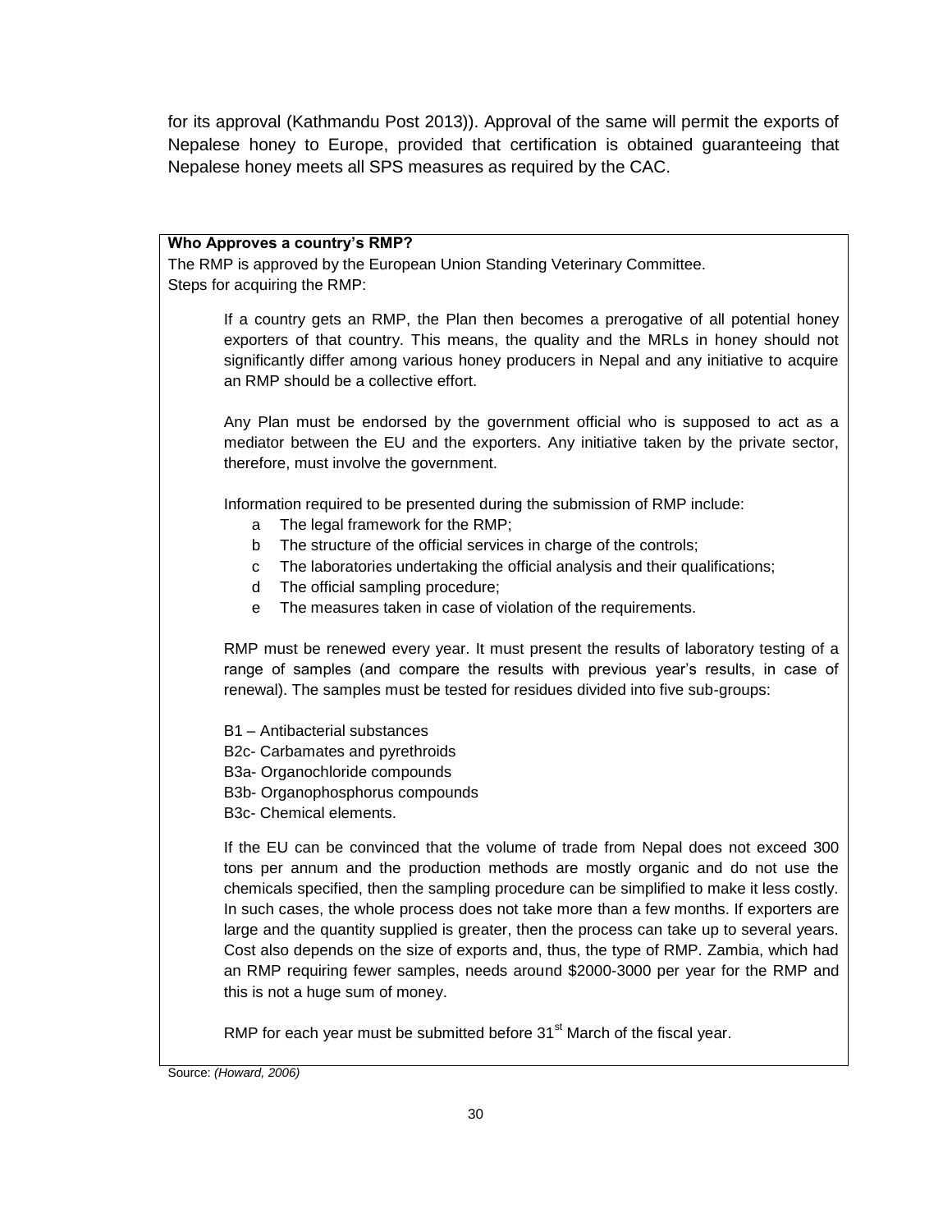for its approval (Kathmandu Post 2013)). Approval of the same will permit the exports of Nepalese honey to Europe, provided that certification is obtained guaranteeing that Nepalese honey meets all SPS measures as required by the CAC.

**Who Approves a country's RMP?**

The RMP is approved by the European Union Standing Veterinary Committee.

Steps for acquiring the RMP:

If a country gets an RMP, the Plan then becomes a prerogative of all potential honey exporters of that country. This means, the quality and the MRLs in honey should not significantly differ among various honey producers in Nepal and any initiative to acquire an RMP should be a collective effort.

Any Plan must be endorsed by the government official who is supposed to act as a mediator between the EU and the exporters. Any initiative taken by the private sector, therefore, must involve the government.

Information required to be presented during the submission of RMP include:

a. The legal framework for the RMP;
b. The structure of the official services in charge of the controls;
c. The laboratories undertaking the official analysis and their qualifications;
d. The official sampling procedure;
e. The measures taken in case of violation of the requirements.

RMP must be renewed every year. It must present the results of laboratory testing of a range of samples (and compare the results with previous year's results, in case of renewal). The samples must be tested for residues divided into five sub-groups:

B1 – Antibacterial substances  
B2c- Carbamates and pyrethroids  
B3a- Organochloride compounds  
B3b- Organophosphorus compounds  
B3c- Chemical elements.

If the EU can be convinced that the volume of trade from Nepal does not exceed 300 tons per annum and the production methods are mostly organic and do not use the chemicals specified, then the sampling procedure can be simplified to make it less costly. In such cases, the whole process does not take more than a few months. If exporters are large and the quantity supplied is greater, then the process can take up to several years. Cost also depends on the size of exports and, thus, the type of RMP. Zambia, which had an RMP requiring fewer samples, needs around $2000-3000 per year for the RMP and this is not a huge sum of money.

RMP for each year must be submitted before 31st March of the fiscal year.

Source: *(Howard, 2006)*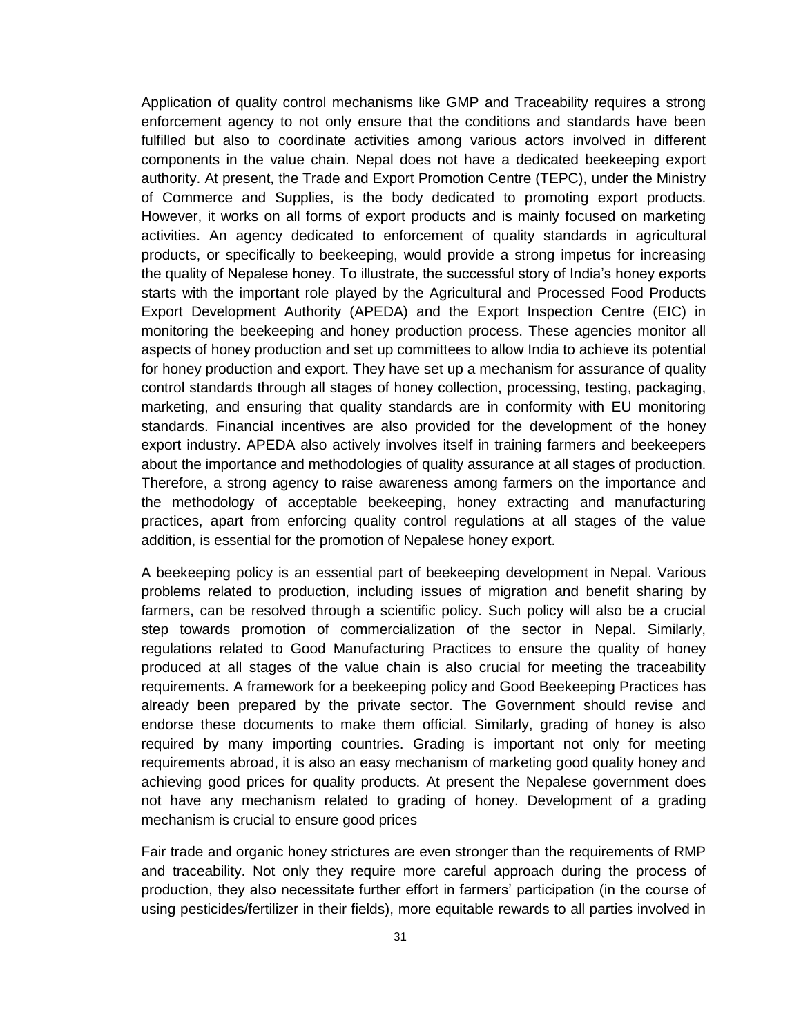Application of quality control mechanisms like GMP and Traceability requires a strong enforcement agency to not only ensure that the conditions and standards have been fulfilled but also to coordinate activities among various actors involved in different components in the value chain. Nepal does not have a dedicated beekeeping export authority. At present, the Trade and Export Promotion Centre (TEPC), under the Ministry of Commerce and Supplies, is the body dedicated to promoting export products. However, it works on all forms of export products and is mainly focused on marketing activities. An agency dedicated to enforcement of quality standards in agricultural products, or specifically to beekeeping, would provide a strong impetus for increasing the quality of Nepalese honey. To illustrate, the successful story of India's honey exports starts with the important role played by the Agricultural and Processed Food Products Export Development Authority (APEDA) and the Export Inspection Centre (EIC) in monitoring the beekeeping and honey production process. These agencies monitor all aspects of honey production and set up committees to allow India to achieve its potential for honey production and export. They have set up a mechanism for assurance of quality control standards through all stages of honey collection, processing, testing, packaging, marketing, and ensuring that quality standards are in conformity with EU monitoring standards. Financial incentives are also provided for the development of the honey export industry. APEDA also actively involves itself in training farmers and beekeepers about the importance and methodologies of quality assurance at all stages of production. Therefore, a strong agency to raise awareness among farmers on the importance and the methodology of acceptable beekeeping, honey extracting and manufacturing practices, apart from enforcing quality control regulations at all stages of the value addition, is essential for the promotion of Nepalese honey export.

A beekeeping policy is an essential part of beekeeping development in Nepal. Various problems related to production, including issues of migration and benefit sharing by farmers, can be resolved through a scientific policy. Such policy will also be a crucial step towards promotion of commercialization of the sector in Nepal. Similarly, regulations related to Good Manufacturing Practices to ensure the quality of honey produced at all stages of the value chain is also crucial for meeting the traceability requirements. A framework for a beekeeping policy and Good Beekeeping Practices has already been prepared by the private sector. The Government should revise and endorse these documents to make them official. Similarly, grading of honey is also required by many importing countries. Grading is important not only for meeting requirements abroad, it is also an easy mechanism of marketing good quality honey and achieving good prices for quality products. At present the Nepalese government does not have any mechanism related to grading of honey. Development of a grading mechanism is crucial to ensure good prices

Fair trade and organic honey strictures are even stronger than the requirements of RMP and traceability. Not only they require more careful approach during the process of production, they also necessitate further effort in farmers' participation (in the course of using pesticides/fertilizer in their fields), more equitable rewards to all parties involved in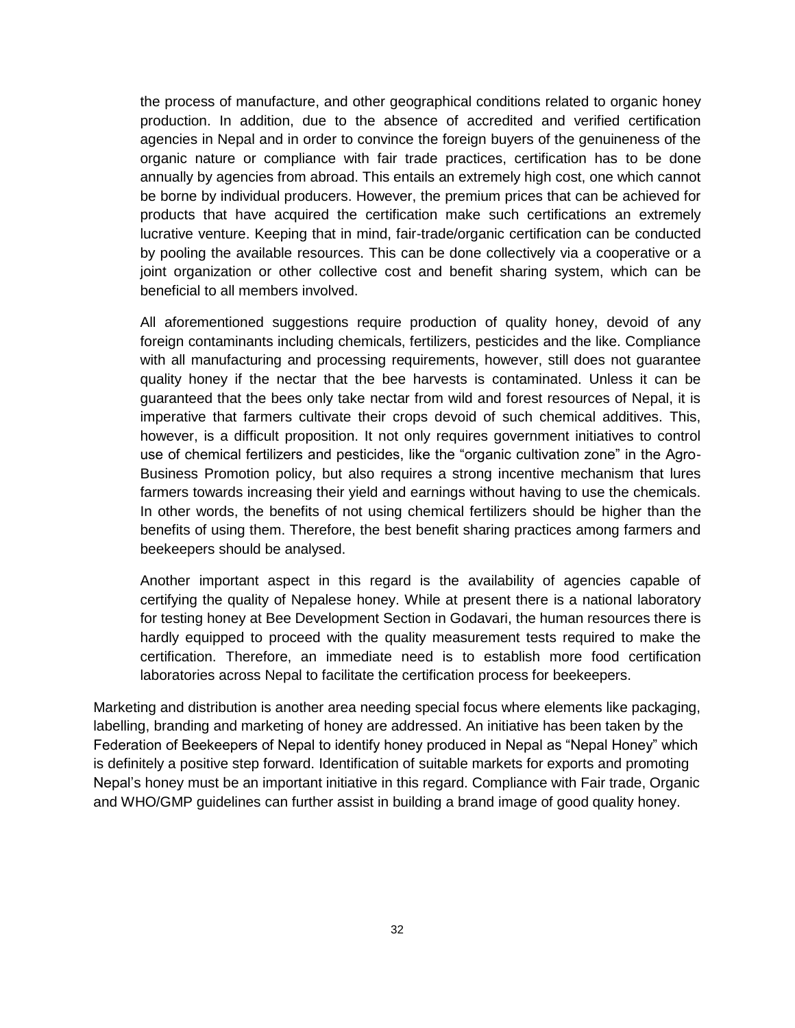the process of manufacture, and other geographical conditions related to organic honey production. In addition, due to the absence of accredited and verified certification agencies in Nepal and in order to convince the foreign buyers of the genuineness of the organic nature or compliance with fair trade practices, certification has to be done annually by agencies from abroad. This entails an extremely high cost, one which cannot be borne by individual producers. However, the premium prices that can be achieved for products that have acquired the certification make such certifications an extremely lucrative venture. Keeping that in mind, fair-trade/organic certification can be conducted by pooling the available resources. This can be done collectively via a cooperative or a joint organization or other collective cost and benefit sharing system, which can be beneficial to all members involved.

All aforementioned suggestions require production of quality honey, devoid of any foreign contaminants including chemicals, fertilizers, pesticides and the like. Compliance with all manufacturing and processing requirements, however, still does not guarantee quality honey if the nectar that the bee harvests is contaminated. Unless it can be guaranteed that the bees only take nectar from wild and forest resources of Nepal, it is imperative that farmers cultivate their crops devoid of such chemical additives. This, however, is a difficult proposition. It not only requires government initiatives to control use of chemical fertilizers and pesticides, like the "organic cultivation zone" in the Agro-Business Promotion policy, but also requires a strong incentive mechanism that lures farmers towards increasing their yield and earnings without having to use the chemicals. In other words, the benefits of not using chemical fertilizers should be higher than the benefits of using them. Therefore, the best benefit sharing practices among farmers and beekeepers should be analysed.

Another important aspect in this regard is the availability of agencies capable of certifying the quality of Nepalese honey. While at present there is a national laboratory for testing honey at Bee Development Section in Godavari, the human resources there is hardly equipped to proceed with the quality measurement tests required to make the certification. Therefore, an immediate need is to establish more food certification laboratories across Nepal to facilitate the certification process for beekeepers.

Marketing and distribution is another area needing special focus where elements like packaging, labelling, branding and marketing of honey are addressed. An initiative has been taken by the Federation of Beekeepers of Nepal to identify honey produced in Nepal as "Nepal Honey" which is definitely a positive step forward. Identification of suitable markets for exports and promoting Nepal's honey must be an important initiative in this regard. Compliance with Fair trade, Organic and WHO/GMP guidelines can further assist in building a brand image of good quality honey.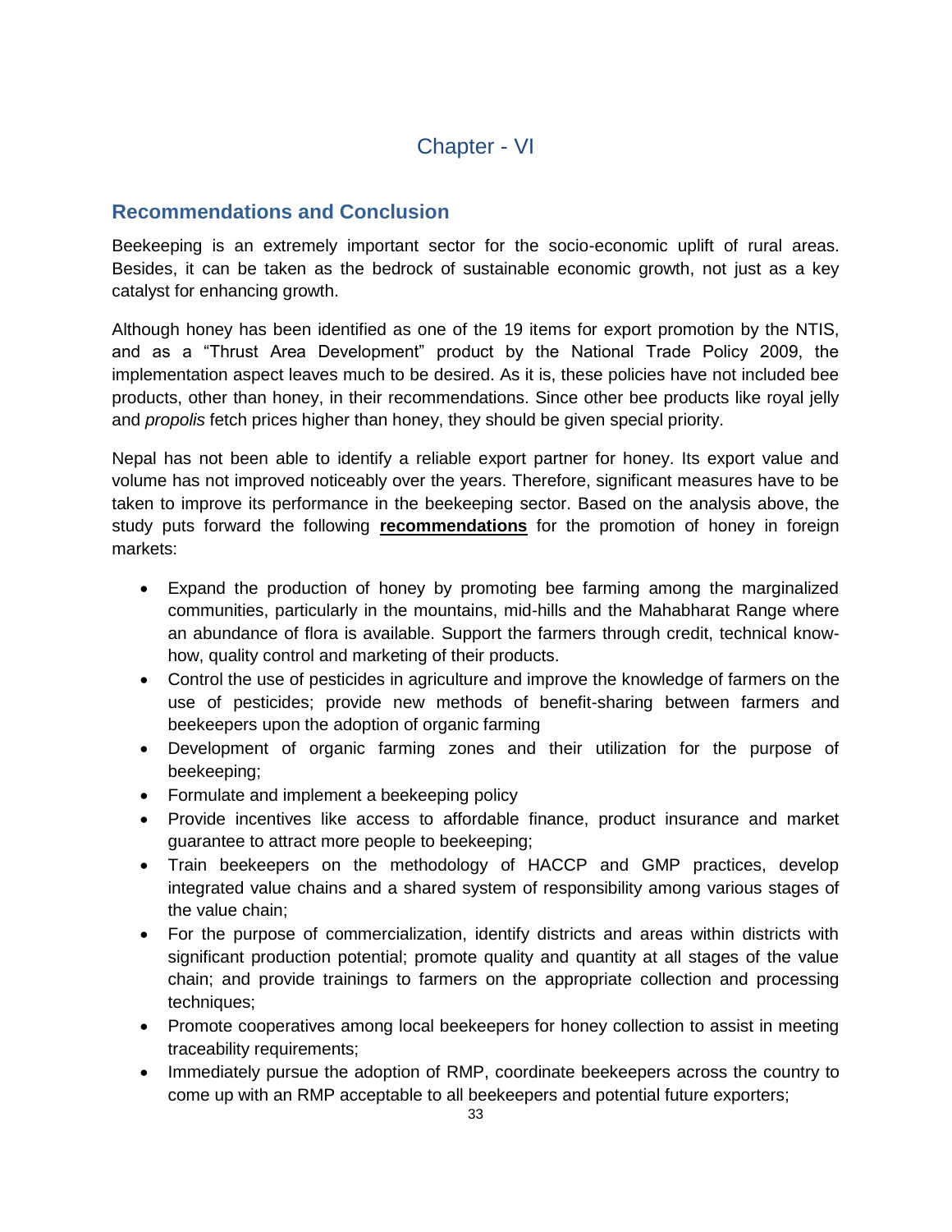# Chapter - VI

## Recommendations and Conclusion

Beekeeping is an extremely important sector for the socio-economic uplift of rural areas. Besides, it can be taken as the bedrock of sustainable economic growth, not just as a key catalyst for enhancing growth.

Although honey has been identified as one of the 19 items for export promotion by the NTIS, and as a "Thrust Area Development" product by the National Trade Policy 2009, the implementation aspect leaves much to be desired. As it is, these policies have not included bee products, other than honey, in their recommendations. Since other bee products like royal jelly and *propolis* fetch prices higher than honey, they should be given special priority.

Nepal has not been able to identify a reliable export partner for honey. Its export value and volume has not improved noticeably over the years. Therefore, significant measures have to be taken to improve its performance in the beekeeping sector. Based on the analysis above, the study puts forward the following **recommendations** for the promotion of honey in foreign markets:

- Expand the production of honey by promoting bee farming among the marginalized communities, particularly in the mountains, mid-hills and the Mahabharat Range where an abundance of flora is available. Support the farmers through credit, technical know-how, quality control and marketing of their products.
- Control the use of pesticides in agriculture and improve the knowledge of farmers on the use of pesticides; provide new methods of benefit-sharing between farmers and beekeepers upon the adoption of organic farming
- Development of organic farming zones and their utilization for the purpose of beekeeping;
- Formulate and implement a beekeeping policy
- Provide incentives like access to affordable finance, product insurance and market guarantee to attract more people to beekeeping;
- Train beekeepers on the methodology of HACCP and GMP practices, develop integrated value chains and a shared system of responsibility among various stages of the value chain;
- For the purpose of commercialization, identify districts and areas within districts with significant production potential; promote quality and quantity at all stages of the value chain; and provide trainings to farmers on the appropriate collection and processing techniques;
- Promote cooperatives among local beekeepers for honey collection to assist in meeting traceability requirements;
- Immediately pursue the adoption of RMP, coordinate beekeepers across the country to come up with an RMP acceptable to all beekeepers and potential future exporters;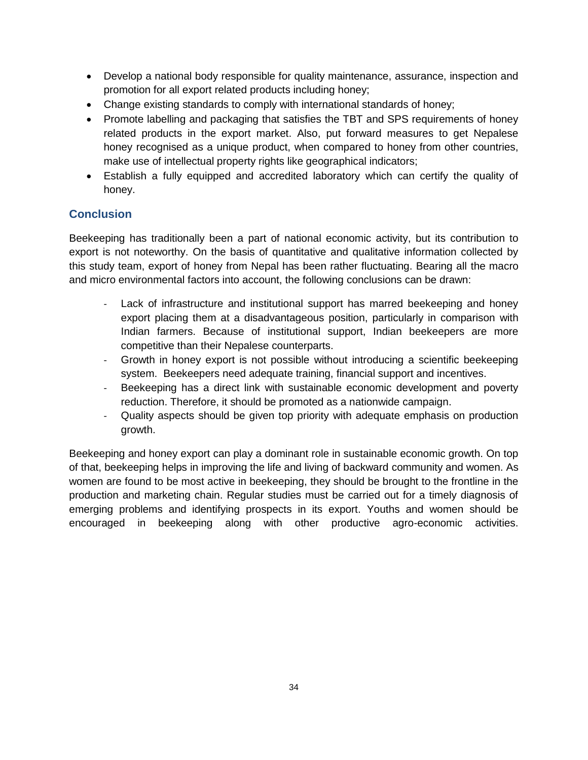- Develop a national body responsible for quality maintenance, assurance, inspection and promotion for all export related products including honey;
- Change existing standards to comply with international standards of honey;
- Promote labelling and packaging that satisfies the TBT and SPS requirements of honey related products in the export market. Also, put forward measures to get Nepalese honey recognised as a unique product, when compared to honey from other countries, make use of intellectual property rights like geographical indicators;
- Establish a fully equipped and accredited laboratory which can certify the quality of honey.

## Conclusion

Beekeeping has traditionally been a part of national economic activity, but its contribution to export is not noteworthy. On the basis of quantitative and qualitative information collected by this study team, export of honey from Nepal has been rather fluctuating. Bearing all the macro and micro environmental factors into account, the following conclusions can be drawn:

- Lack of infrastructure and institutional support has marred beekeeping and honey export placing them at a disadvantageous position, particularly in comparison with Indian farmers. Because of institutional support, Indian beekeepers are more competitive than their Nepalese counterparts.
- Growth in honey export is not possible without introducing a scientific beekeeping system. Beekeepers need adequate training, financial support and incentives.
- Beekeeping has a direct link with sustainable economic development and poverty reduction. Therefore, it should be promoted as a nationwide campaign.
- Quality aspects should be given top priority with adequate emphasis on production growth.

Beekeeping and honey export can play a dominant role in sustainable economic growth. On top of that, beekeeping helps in improving the life and living of backward community and women. As women are found to be most active in beekeeping, they should be brought to the frontline in the production and marketing chain. Regular studies must be carried out for a timely diagnosis of emerging problems and identifying prospects in its export. Youths and women should be encouraged in beekeeping along with other productive agro-economic activities.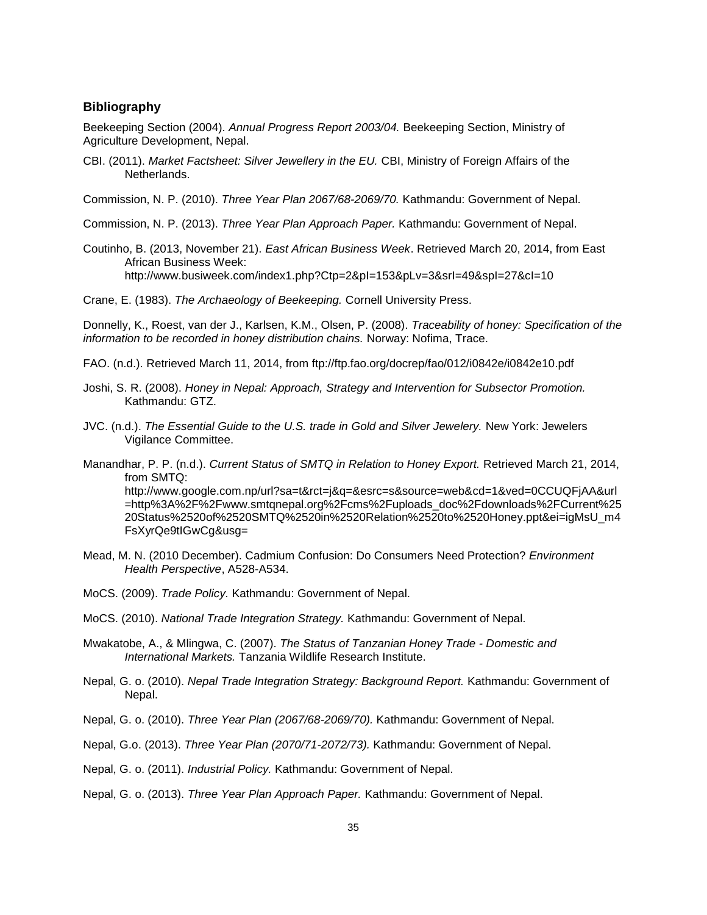### Bibliography

Beekeeping Section (2004). *Annual Progress Report 2003/04.* Beekeeping Section, Ministry of Agriculture Development, Nepal.

CBI. (2011). *Market Factsheet: Silver Jewellery in the EU.* CBI, Ministry of Foreign Affairs of the Netherlands.

Commission, N. P. (2010). *Three Year Plan 2067/68-2069/70.* Kathmandu: Government of Nepal.

Commission, N. P. (2013). *Three Year Plan Approach Paper.* Kathmandu: Government of Nepal.

Coutinho, B. (2013, November 21). *East African Business Week*. Retrieved March 20, 2014, from East African Business Week: http://www.busiweek.com/index1.php?Ctp=2&pI=153&pLv=3&srI=49&spI=27&cI=10

Crane, E. (1983). *The Archaeology of Beekeeping.* Cornell University Press.

Donnelly, K., Roest, van der J., Karlsen, K.M., Olsen, P. (2008). *Traceability of honey: Specification of the information to be recorded in honey distribution chains.* Norway: Nofima, Trace.

FAO. (n.d.). Retrieved March 11, 2014, from ftp://ftp.fao.org/docrep/fao/012/i0842e/i0842e10.pdf

Joshi, S. R. (2008). *Honey in Nepal: Approach, Strategy and Intervention for Subsector Promotion.* Kathmandu: GTZ.

JVC. (n.d.). *The Essential Guide to the U.S. trade in Gold and Silver Jewelery.* New York: Jewelers Vigilance Committee.

Manandhar, P. P. (n.d.). *Current Status of SMTQ in Relation to Honey Export.* Retrieved March 21, 2014, from SMTQ: http://www.google.com.np/url?sa=t&rct=j&q=&esrc=s&source=web&cd=1&ved=0CCUQFjAA&url=http%3A%2F%2Fwww.smtqnepal.org%2Fcms%2Fuploads_doc%2Fdownloads%2FCurrent%2520Status%2520of%2520SMTQ%2520in%2520Relation%2520to%2520Honey.ppt&ei=igMsU_m4FsXyrQe9tIGwCg&usg=

Mead, M. N. (2010 December). Cadmium Confusion: Do Consumers Need Protection? *Environment Health Perspective*, A528-A534.

MoCS. (2009). *Trade Policy.* Kathmandu: Government of Nepal.

MoCS. (2010). *National Trade Integration Strategy.* Kathmandu: Government of Nepal.

Mwakatobe, A., & Mlingwa, C. (2007). *The Status of Tanzanian Honey Trade - Domestic and International Markets.* Tanzania Wildlife Research Institute.

Nepal, G. o. (2010). *Nepal Trade Integration Strategy: Background Report.* Kathmandu: Government of Nepal.

Nepal, G. o. (2010). *Three Year Plan (2067/68-2069/70).* Kathmandu: Government of Nepal.

Nepal, G.o. (2013). *Three Year Plan (2070/71-2072/73).* Kathmandu: Government of Nepal.

Nepal, G. o. (2011). *Industrial Policy.* Kathmandu: Government of Nepal.

Nepal, G. o. (2013). *Three Year Plan Approach Paper.* Kathmandu: Government of Nepal.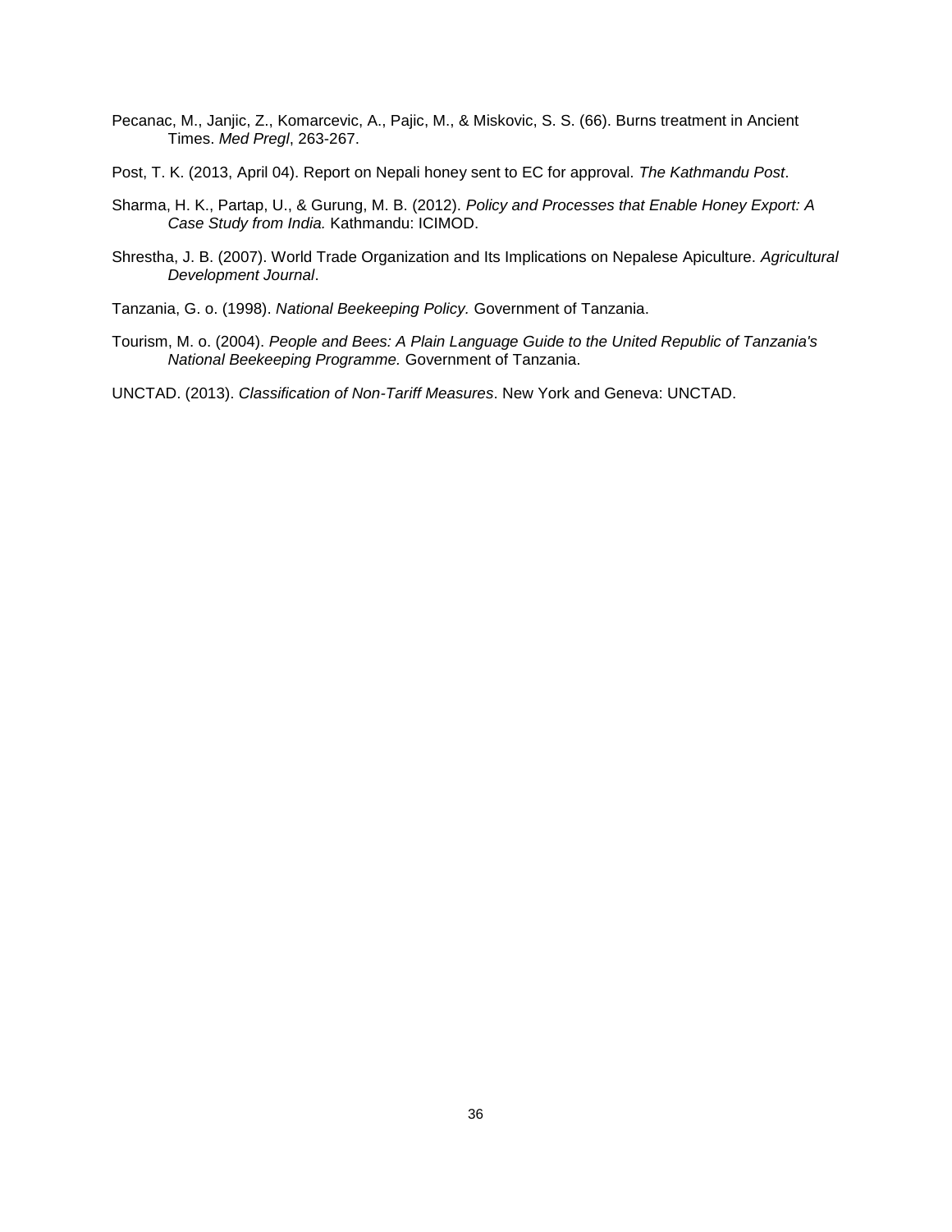Pecanac, M., Janjic, Z., Komarcevic, A., Pajic, M., & Miskovic, S. S. (66). Burns treatment in Ancient Times. *Med Pregl*, 263-267.

Post, T. K. (2013, April 04). Report on Nepali honey sent to EC for approval. *The Kathmandu Post*.

Sharma, H. K., Partap, U., & Gurung, M. B. (2012). *Policy and Processes that Enable Honey Export: A Case Study from India.* Kathmandu: ICIMOD.

Shrestha, J. B. (2007). World Trade Organization and Its Implications on Nepalese Apiculture. *Agricultural Development Journal*.

Tanzania, G. o. (1998). *National Beekeeping Policy.* Government of Tanzania.

Tourism, M. o. (2004). *People and Bees: A Plain Language Guide to the United Republic of Tanzania's National Beekeeping Programme.* Government of Tanzania.

UNCTAD. (2013). *Classification of Non-Tariff Measures*. New York and Geneva: UNCTAD.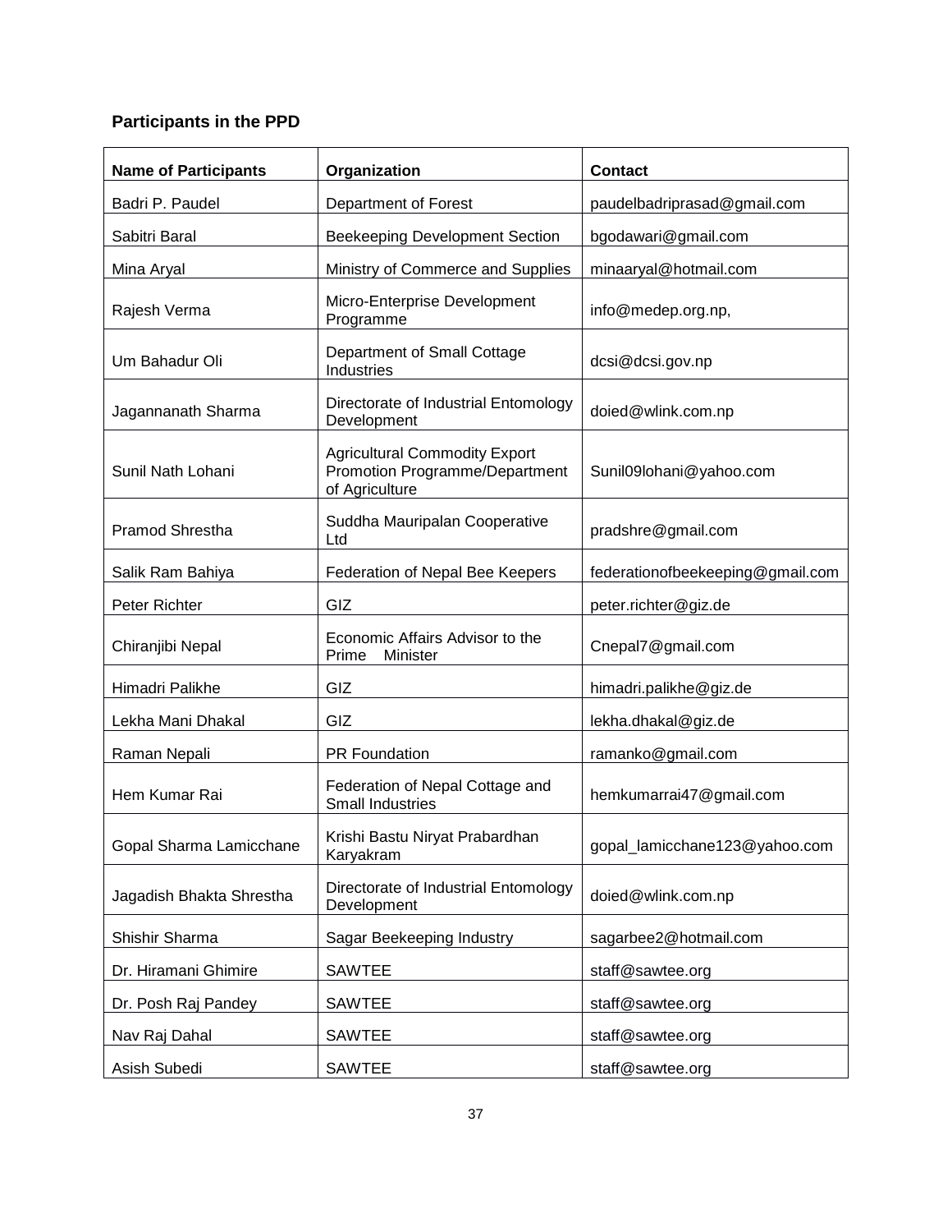**Participants in the PPD**

| Name of Participants | Organization | Contact |
|---|---|---|
| Badri P. Paudel | Department of Forest | paudelbadriprasad@gmail.com |
| Sabitri Baral | Beekeeping Development Section | bgodawari@gmail.com |
| Mina Aryal | Ministry of Commerce and Supplies | minaaryal@hotmail.com |
| Rajesh Verma | Micro-Enterprise Development Programme | info@medep.org.np, |
| Um Bahadur Oli | Department of Small Cottage Industries | dcsi@dcsi.gov.np |
| Jagannanath Sharma | Directorate of Industrial Entomology Development | doied@wlink.com.np |
| Sunil Nath Lohani | Agricultural Commodity Export Promotion Programme/Department of Agriculture | Sunil09lohani@yahoo.com |
| Pramod Shrestha | Suddha Mauripalan Cooperative Ltd | pradshre@gmail.com |
| Salik Ram Bahiya | Federation of Nepal Bee Keepers | federationofbeekeeping@gmail.com |
| Peter Richter | GIZ | peter.richter@giz.de |
| Chiranjibi Nepal | Economic Affairs Advisor to the Prime Minister | Cnepal7@gmail.com |
| Himadri Palikhe | GIZ | himadri.palikhe@giz.de |
| Lekha Mani Dhakal | GIZ | lekha.dhakal@giz.de |
| Raman Nepali | PR Foundation | ramanko@gmail.com |
| Hem Kumar Rai | Federation of Nepal Cottage and Small Industries | hemkumarrai47@gmail.com |
| Gopal Sharma Lamicchane | Krishi Bastu Niryat Prabardhan Karyakram | gopal_lamicchane123@yahoo.com |
| Jagadish Bhakta Shrestha | Directorate of Industrial Entomology Development | doied@wlink.com.np |
| Shishir Sharma | Sagar Beekeeping Industry | sagarbee2@hotmail.com |
| Dr. Hiramani Ghimire | SAWTEE | staff@sawtee.org |
| Dr. Posh Raj Pandey | SAWTEE | staff@sawtee.org |
| Nav Raj Dahal | SAWTEE | staff@sawtee.org |
| Asish Subedi | SAWTEE | staff@sawtee.org |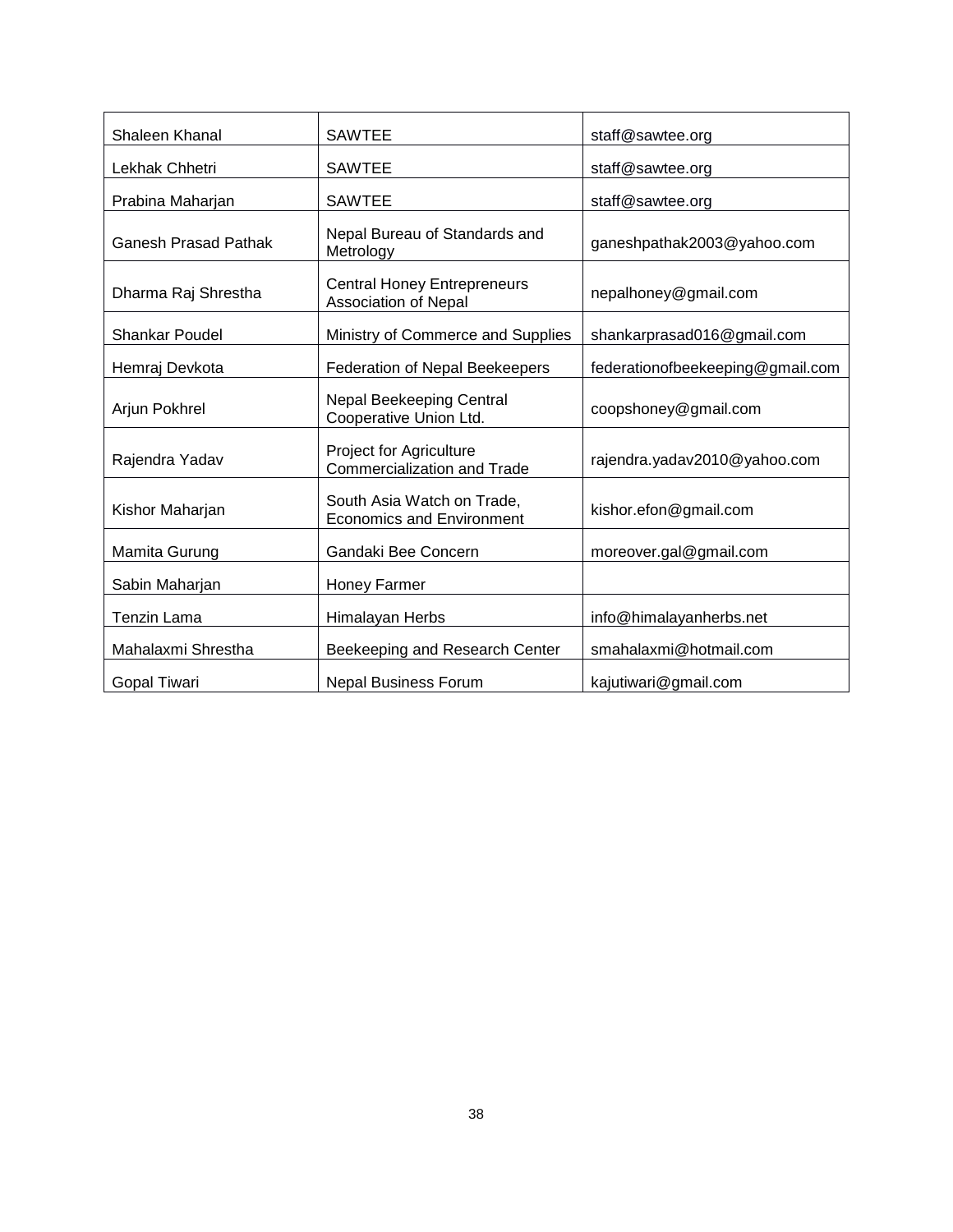| | | |
|---|---|---|
| Shaleen Khanal | SAWTEE | staff@sawtee.org |
| Lekhak Chhetri | SAWTEE | staff@sawtee.org |
| Prabina Maharjan | SAWTEE | staff@sawtee.org |
| Ganesh Prasad Pathak | Nepal Bureau of Standards and Metrology | ganeshpathak2003@yahoo.com |
| Dharma Raj Shrestha | Central Honey Entrepreneurs Association of Nepal | nepalhoney@gmail.com |
| Shankar Poudel | Ministry of Commerce and Supplies | shankarprasad016@gmail.com |
| Hemraj Devkota | Federation of Nepal Beekeepers | federationofbeekeeping@gmail.com |
| Arjun Pokhrel | Nepal Beekeeping Central Cooperative Union Ltd. | coopshoney@gmail.com |
| Rajendra Yadav | Project for Agriculture Commercialization and Trade | rajendra.yadav2010@yahoo.com |
| Kishor Maharjan | South Asia Watch on Trade, Economics and Environment | kishor.efon@gmail.com |
| Mamita Gurung | Gandaki Bee Concern | moreover.gal@gmail.com |
| Sabin Maharjan | Honey Farmer | |
| Tenzin Lama | Himalayan Herbs | info@himalayanherbs.net |
| Mahalaxmi Shrestha | Beekeeping and Research Center | smahalaxmi@hotmail.com |
| Gopal Tiwari | Nepal Business Forum | kajutiwari@gmail.com |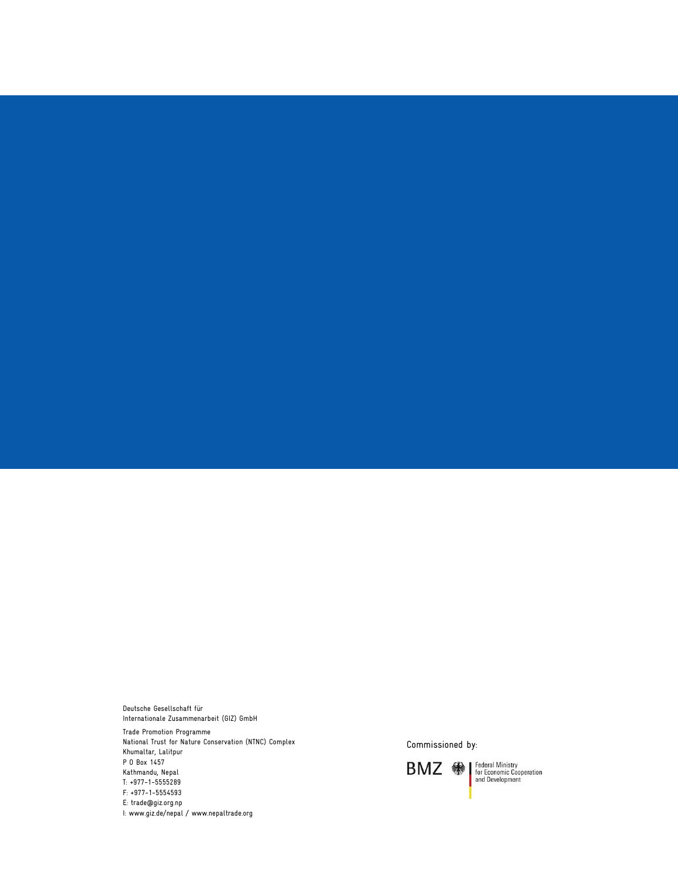Deutsche Gesellschaft für
Internationale Zusammenarbeit (GIZ) GmbH

Trade Promotion Programme
National Trust for Nature Conservation (NTNC) Complex
Khumaltar, Lalitpur
P O Box 1457
Kathmandu, Nepal
T: +977-1-5555289
F: +977-1-5554593
E: trade@giz.org.np
I: www.giz.de/nepal / www.nepaltrade.org

Commissioned by:

BMZ | Federal Ministry for Economic Cooperation and Development